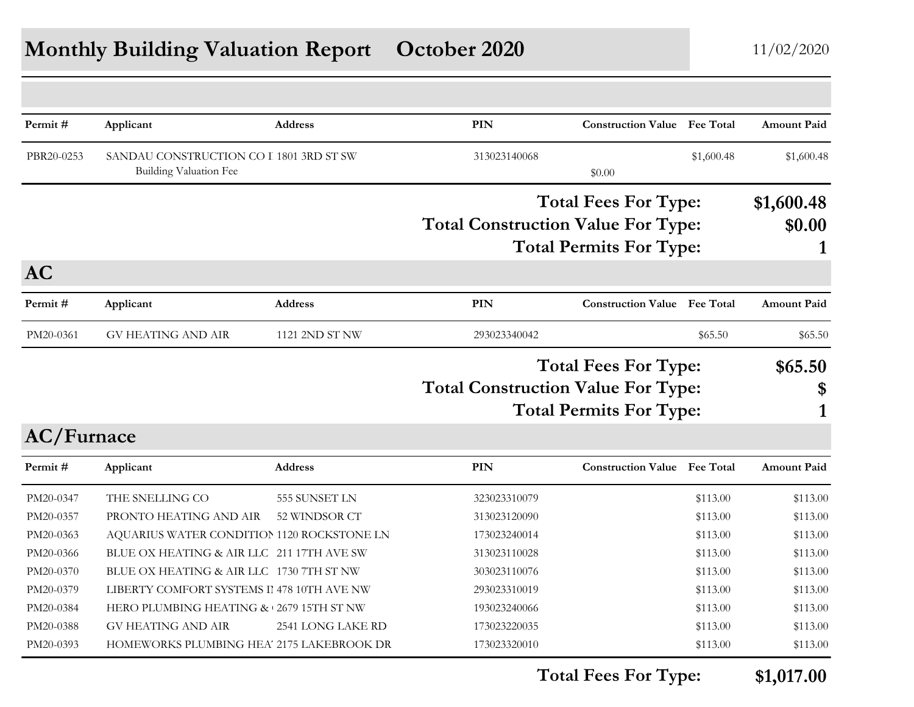# Monthly Building Valuation Report    October 2020

11/02/2020

| Permit # | Applicant | Address | PIN | Construction Value | Fee Total | Amount Paid |
|---|---|---|---|---|---|---|
| PBR20-0253 | SANDAU CONSTRUCTION CO I | 1801 3RD ST SW | 313023140068 | | $1,600.48 | $1,600.48 |
| | Building Valuation Fee | | | $0.00 | | |

**Total Fees For Type:** **$1,600.48**

**Total Construction Value For Type:** **$0.00**

**Total Permits For Type:** **1**

## AC

| Permit # | Applicant | Address | PIN | Construction Value | Fee Total | Amount Paid |
|---|---|---|---|---|---|---|
| PM20-0361 | GV HEATING AND AIR | 1121 2ND ST NW | 293023340042 | | $65.50 | $65.50 |

**Total Fees For Type:** **$65.50**

**Total Construction Value For Type:** **$**

**Total Permits For Type:** **1**

## AC/Furnace

| Permit # | Applicant | Address | PIN | Construction Value | Fee Total | Amount Paid |
|---|---|---|---|---|---|---|
| PM20-0347 | THE SNELLING CO | 555 SUNSET LN | 323023310079 | | $113.00 | $113.00 |
| PM20-0357 | PRONTO HEATING AND AIR | 52 WINDSOR CT | 313023120090 | | $113.00 | $113.00 |
| PM20-0363 | AQUARIUS WATER CONDITION | 1120 ROCKSTONE LN | 173023240014 | | $113.00 | $113.00 |
| PM20-0366 | BLUE OX HEATING & AIR LLC | 211 17TH AVE SW | 313023110028 | | $113.00 | $113.00 |
| PM20-0370 | BLUE OX HEATING & AIR LLC | 1730 7TH ST NW | 303023110076 | | $113.00 | $113.00 |
| PM20-0379 | LIBERTY COMFORT SYSTEMS I | 478 10TH AVE NW | 293023310019 | | $113.00 | $113.00 |
| PM20-0384 | HERO PLUMBING HEATING & | 2679 15TH ST NW | 193023240066 | | $113.00 | $113.00 |
| PM20-0388 | GV HEATING AND AIR | 2541 LONG LAKE RD | 173023220035 | | $113.00 | $113.00 |
| PM20-0393 | HOMEWORKS PLUMBING HEA | 2175 LAKEBROOK DR | 173023320010 | | $113.00 | $113.00 |

**Total Fees For Type:** **$1,017.00**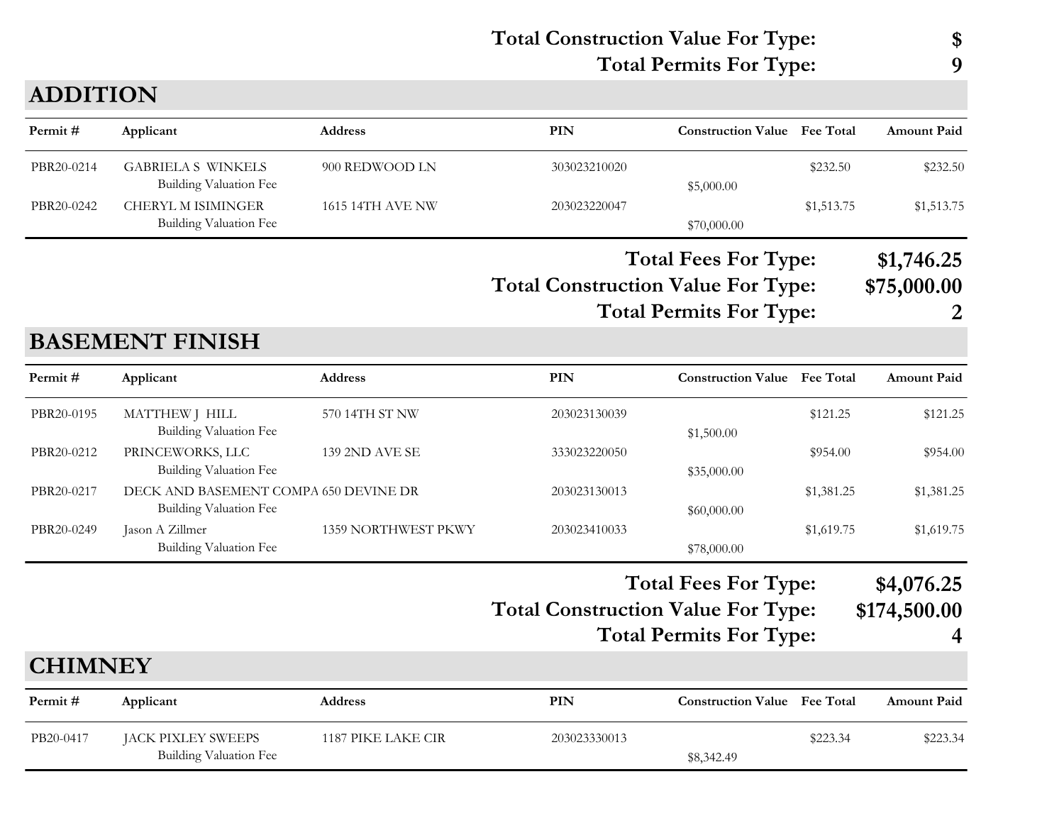**Total Construction Value For Type:** **$**

**Total Permits For Type:** **9**

## ADDITION

| Permit # | Applicant | Address | PIN | Construction Value | Fee Total | Amount Paid |
|---|---|---|---|---|---|---|
| PBR20-0214 | GABRIELA S WINKELS | 900 REDWOOD LN | 303023210020 | | $232.50 | $232.50 |
| | Building Valuation Fee | | | $5,000.00 | | |
| PBR20-0242 | CHERYL M ISIMINGER | 1615 14TH AVE NW | 203023220047 | | $1,513.75 | $1,513.75 |
| | Building Valuation Fee | | | $70,000.00 | | |

**Total Fees For Type:** **$1,746.25**

**Total Construction Value For Type:** **$75,000.00**

**Total Permits For Type:** **2**

## BASEMENT FINISH

| Permit # | Applicant | Address | PIN | Construction Value | Fee Total | Amount Paid |
|---|---|---|---|---|---|---|
| PBR20-0195 | MATTHEW J HILL | 570 14TH ST NW | 203023130039 | | $121.25 | $121.25 |
| | Building Valuation Fee | | | $1,500.00 | | |
| PBR20-0212 | PRINCEWORKS, LLC | 139 2ND AVE SE | 333023220050 | | $954.00 | $954.00 |
| | Building Valuation Fee | | | $35,000.00 | | |
| PBR20-0217 | DECK AND BASEMENT COMPA | 650 DEVINE DR | 203023130013 | | $1,381.25 | $1,381.25 |
| | Building Valuation Fee | | | $60,000.00 | | |
| PBR20-0249 | Jason A Zillmer | 1359 NORTHWEST PKWY | 203023410033 | | $1,619.75 | $1,619.75 |
| | Building Valuation Fee | | | $78,000.00 | | |

**Total Fees For Type:** **$4,076.25**

**Total Construction Value For Type:** **$174,500.00**

**Total Permits For Type:** **4**

## CHIMNEY

| Permit # | Applicant | Address | PIN | Construction Value | Fee Total | Amount Paid |
|---|---|---|---|---|---|---|
| PB20-0417 | JACK PIXLEY SWEEPS | 1187 PIKE LAKE CIR | 203023330013 | | $223.34 | $223.34 |
| | Building Valuation Fee | | | $8,342.49 | | |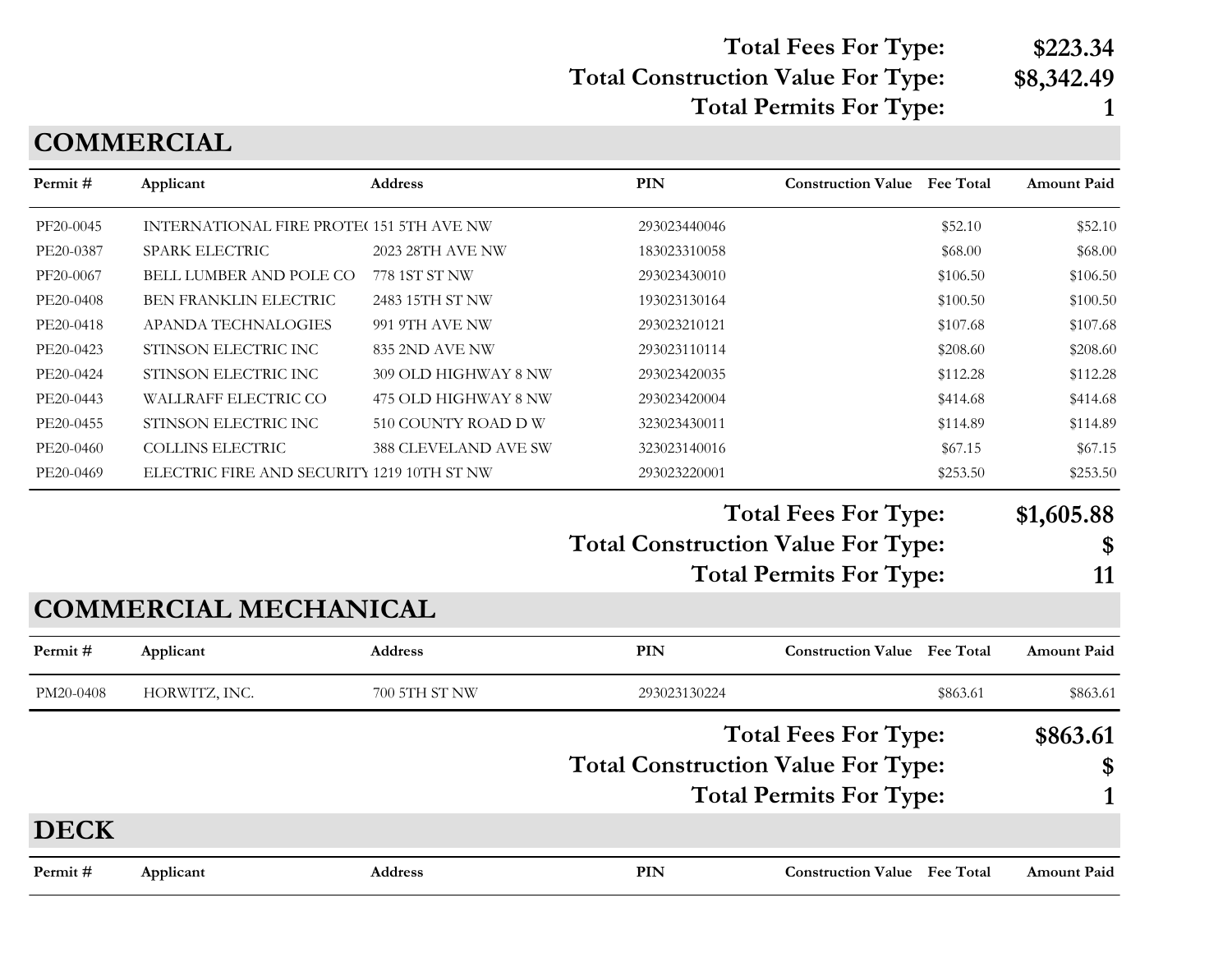**Total Fees For Type:** **$223.34**
**Total Construction Value For Type:** **$8,342.49**
**Total Permits For Type:** **1**

## COMMERCIAL

| Permit # | Applicant | Address | PIN | Construction Value | Fee Total | Amount Paid |
|---|---|---|---|---|---|---|
| PF20-0045 | INTERNATIONAL FIRE PROTE( | 151 5TH AVE NW | 293023440046 | | $52.10 | $52.10 |
| PE20-0387 | SPARK ELECTRIC | 2023 28TH AVE NW | 183023310058 | | $68.00 | $68.00 |
| PF20-0067 | BELL LUMBER AND POLE CO | 778 1ST ST NW | 293023430010 | | $106.50 | $106.50 |
| PE20-0408 | BEN FRANKLIN ELECTRIC | 2483 15TH ST NW | 193023130164 | | $100.50 | $100.50 |
| PE20-0418 | APANDA TECHNALOGIES | 991 9TH AVE NW | 293023210121 | | $107.68 | $107.68 |
| PE20-0423 | STINSON ELECTRIC INC | 835 2ND AVE NW | 293023110114 | | $208.60 | $208.60 |
| PE20-0424 | STINSON ELECTRIC INC | 309 OLD HIGHWAY 8 NW | 293023420035 | | $112.28 | $112.28 |
| PE20-0443 | WALLRAFF ELECTRIC CO | 475 OLD HIGHWAY 8 NW | 293023420004 | | $414.68 | $414.68 |
| PE20-0455 | STINSON ELECTRIC INC | 510 COUNTY ROAD D W | 323023430011 | | $114.89 | $114.89 |
| PE20-0460 | COLLINS ELECTRIC | 388 CLEVELAND AVE SW | 323023140016 | | $67.15 | $67.15 |
| PE20-0469 | ELECTRIC FIRE AND SECURITY | 1219 10TH ST NW | 293023220001 | | $253.50 | $253.50 |

**Total Fees For Type:** **$1,605.88**
**Total Construction Value For Type:** **$**
**Total Permits For Type:** **11**

## COMMERCIAL MECHANICAL

| Permit # | Applicant | Address | PIN | Construction Value | Fee Total | Amount Paid |
|---|---|---|---|---|---|---|
| PM20-0408 | HORWITZ, INC. | 700 5TH ST NW | 293023130224 | | $863.61 | $863.61 |

**Total Fees For Type:** **$863.61**
**Total Construction Value For Type:** **$**
**Total Permits For Type:** **1**

## DECK

| Permit # | Applicant | Address | PIN | Construction Value | Fee Total | Amount Paid |
|---|---|---|---|---|---|---|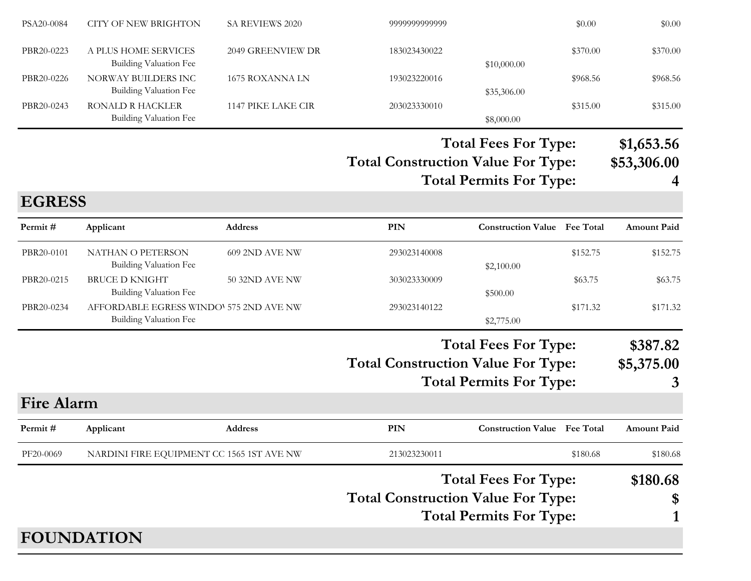| Permit # | Applicant | Address | PIN | Construction Value | Fee Total | Amount Paid |
|---|---|---|---|---|---|---|
| PSA20-0084 | CITY OF NEW BRIGHTON | SA REVIEWS 2020 | 9999999999999 | | $0.00 | $0.00 |
| PBR20-0223 | A PLUS HOME SERVICES | 2049 GREENVIEW DR | 183023430022 | | $370.00 | $370.00 |
| | Building Valuation Fee | | | $10,000.00 | | |
| PBR20-0226 | NORWAY BUILDERS INC | 1675 ROXANNA LN | 193023220016 | | $968.56 | $968.56 |
| | Building Valuation Fee | | | $35,306.00 | | |
| PBR20-0243 | RONALD R HACKLER | 1147 PIKE LAKE CIR | 203023330010 | | $315.00 | $315.00 |
| | Building Valuation Fee | | | $8,000.00 | | |

**Total Fees For Type: $1,653.56**
**Total Construction Value For Type: $53,306.00**
**Total Permits For Type: 4**

## EGRESS

| Permit # | Applicant | Address | PIN | Construction Value | Fee Total | Amount Paid |
|---|---|---|---|---|---|---|
| PBR20-0101 | NATHAN O PETERSON | 609 2ND AVE NW | 293023140008 | | $152.75 | $152.75 |
| | Building Valuation Fee | | | $2,100.00 | | |
| PBR20-0215 | BRUCE D KNIGHT | 50 32ND AVE NW | 303023330009 | | $63.75 | $63.75 |
| | Building Valuation Fee | | | $500.00 | | |
| PBR20-0234 | AFFORDABLE EGRESS WINDO | 575 2ND AVE NW | 293023140122 | | $171.32 | $171.32 |
| | Building Valuation Fee | | | $2,775.00 | | |

**Total Fees For Type: $387.82**
**Total Construction Value For Type: $5,375.00**
**Total Permits For Type: 3**

## Fire Alarm

| Permit # | Applicant | Address | PIN | Construction Value | Fee Total | Amount Paid |
|---|---|---|---|---|---|---|
| PF20-0069 | NARDINI FIRE EQUIPMENT CC | 1565 1ST AVE NW | 213023230011 | | $180.68 | $180.68 |

**Total Fees For Type: $180.68**
**Total Construction Value For Type: $**
**Total Permits For Type: 1**

## FOUNDATION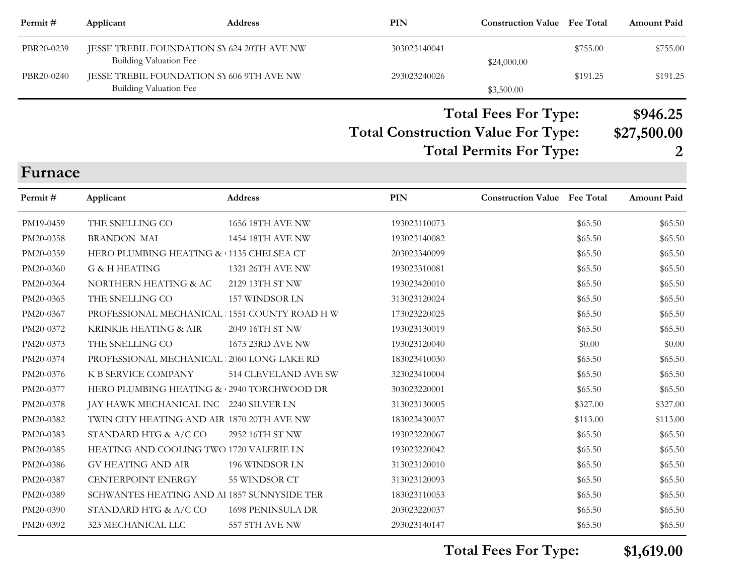| Permit # | Applicant | Address | PIN | Construction Value | Fee Total | Amount Paid |
|---|---|---|---|---|---|---|
| PBR20-0239 | JESSE TREBIL FOUNDATION SY | 624 20TH AVE NW | 303023140041 | | $755.00 | $755.00 |
| | Building Valuation Fee | | | $24,000.00 | | |
| PBR20-0240 | JESSE TREBIL FOUNDATION SY | 606 9TH AVE NW | 293023240026 | | $191.25 | $191.25 |
| | Building Valuation Fee | | | $3,500.00 | | |

**Total Fees For Type: $946.25**

**Total Construction Value For Type: $27,500.00**

**Total Permits For Type: 2**

## Furnace

| Permit # | Applicant | Address | PIN | Construction Value | Fee Total | Amount Paid |
|---|---|---|---|---|---|---|
| PM19-0459 | THE SNELLING CO | 1656 18TH AVE NW | 193023110073 | | $65.50 | $65.50 |
| PM20-0358 | BRANDON MAI | 1454 18TH AVE NW | 193023140082 | | $65.50 | $65.50 |
| PM20-0359 | HERO PLUMBING HEATING & | 1135 CHELSEA CT | 203023340099 | | $65.50 | $65.50 |
| PM20-0360 | G & H HEATING | 1321 26TH AVE NW | 193023310081 | | $65.50 | $65.50 |
| PM20-0364 | NORTHERN HEATING & AC | 2129 13TH ST NW | 193023420010 | | $65.50 | $65.50 |
| PM20-0365 | THE SNELLING CO | 157 WINDSOR LN | 313023120024 | | $65.50 | $65.50 |
| PM20-0367 | PROFESSIONAL MECHANICAL | 1551 COUNTY ROAD H W | 173023220025 | | $65.50 | $65.50 |
| PM20-0372 | KRINKIE HEATING & AIR | 2049 16TH ST NW | 193023130019 | | $65.50 | $65.50 |
| PM20-0373 | THE SNELLING CO | 1673 23RD AVE NW | 193023120040 | | $0.00 | $0.00 |
| PM20-0374 | PROFESSIONAL MECHANICAL | 2060 LONG LAKE RD | 183023410030 | | $65.50 | $65.50 |
| PM20-0376 | K B SERVICE COMPANY | 514 CLEVELAND AVE SW | 323023410004 | | $65.50 | $65.50 |
| PM20-0377 | HERO PLUMBING HEATING & | 2940 TORCHWOOD DR | 303023220001 | | $65.50 | $65.50 |
| PM20-0378 | JAY HAWK MECHANICAL INC | 2240 SILVER LN | 313023130005 | | $327.00 | $327.00 |
| PM20-0382 | TWIN CITY HEATING AND AIR | 1870 20TH AVE NW | 183023430037 | | $113.00 | $113.00 |
| PM20-0383 | STANDARD HTG & A/C CO | 2952 16TH ST NW | 193023220067 | | $65.50 | $65.50 |
| PM20-0385 | HEATING AND COOLING TWO | 1720 VALERIE LN | 193023220042 | | $65.50 | $65.50 |
| PM20-0386 | GV HEATING AND AIR | 196 WINDSOR LN | 313023120010 | | $65.50 | $65.50 |
| PM20-0387 | CENTERPOINT ENERGY | 55 WINDSOR CT | 313023120093 | | $65.50 | $65.50 |
| PM20-0389 | SCHWANTES HEATING AND AI | 1857 SUNNYSIDE TER | 183023110053 | | $65.50 | $65.50 |
| PM20-0390 | STANDARD HTG & A/C CO | 1698 PENINSULA DR | 203023220037 | | $65.50 | $65.50 |
| PM20-0392 | 323 MECHANICAL LLC | 557 5TH AVE NW | 293023140147 | | $65.50 | $65.50 |

**Total Fees For Type: $1,619.00**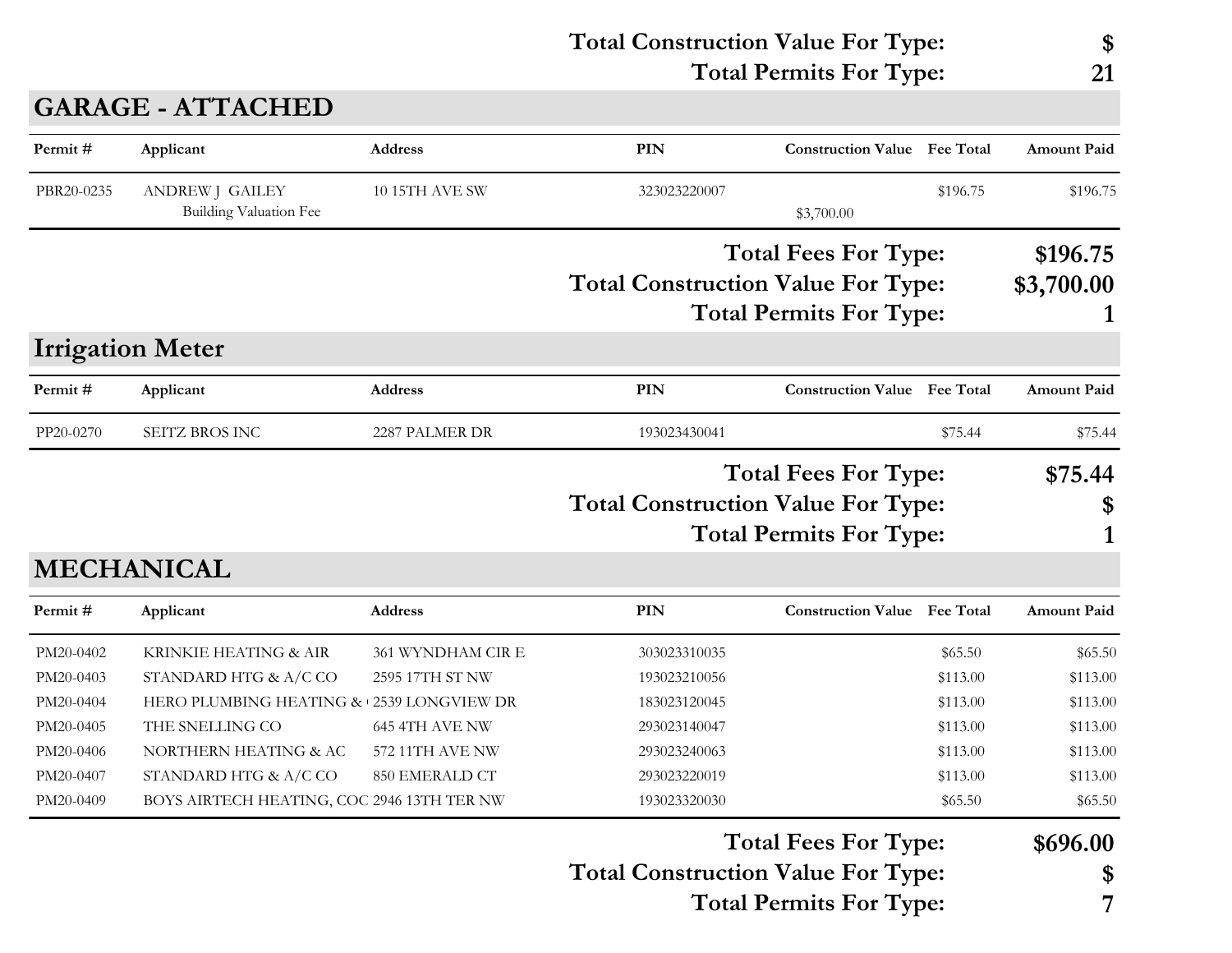**Total Construction Value For Type:** **$**
**Total Permits For Type:** **21**

## GARAGE - ATTACHED

| Permit # | Applicant | Address | PIN | Construction Value | Fee Total | Amount Paid |
|---|---|---|---|---|---|---|
| PBR20-0235 | ANDREW J GAILEY | 10 15TH AVE SW | 323023220007 | | $196.75 | $196.75 |
| | Building Valuation Fee | | | $3,700.00 | | |

**Total Fees For Type:** **$196.75**
**Total Construction Value For Type:** **$3,700.00**
**Total Permits For Type:** **1**

## Irrigation Meter

| Permit # | Applicant | Address | PIN | Construction Value | Fee Total | Amount Paid |
|---|---|---|---|---|---|---|
| PP20-0270 | SEITZ BROS INC | 2287 PALMER DR | 193023430041 | | $75.44 | $75.44 |

**Total Fees For Type:** **$75.44**
**Total Construction Value For Type:** **$**
**Total Permits For Type:** **1**

## MECHANICAL

| Permit # | Applicant | Address | PIN | Construction Value | Fee Total | Amount Paid |
|---|---|---|---|---|---|---|
| PM20-0402 | KRINKIE HEATING & AIR | 361 WYNDHAM CIR E | 303023310035 | | $65.50 | $65.50 |
| PM20-0403 | STANDARD HTG & A/C CO | 2595 17TH ST NW | 193023210056 | | $113.00 | $113.00 |
| PM20-0404 | HERO PLUMBING HEATING & | 2539 LONGVIEW DR | 183023120045 | | $113.00 | $113.00 |
| PM20-0405 | THE SNELLING CO | 645 4TH AVE NW | 293023140047 | | $113.00 | $113.00 |
| PM20-0406 | NORTHERN HEATING & AC | 572 11TH AVE NW | 293023240063 | | $113.00 | $113.00 |
| PM20-0407 | STANDARD HTG & A/C CO | 850 EMERALD CT | 293023220019 | | $113.00 | $113.00 |
| PM20-0409 | BOYS AIRTECH HEATING, COC | 2946 13TH TER NW | 193023320030 | | $65.50 | $65.50 |

**Total Fees For Type:** **$696.00**
**Total Construction Value For Type:** **$**
**Total Permits For Type:** **7**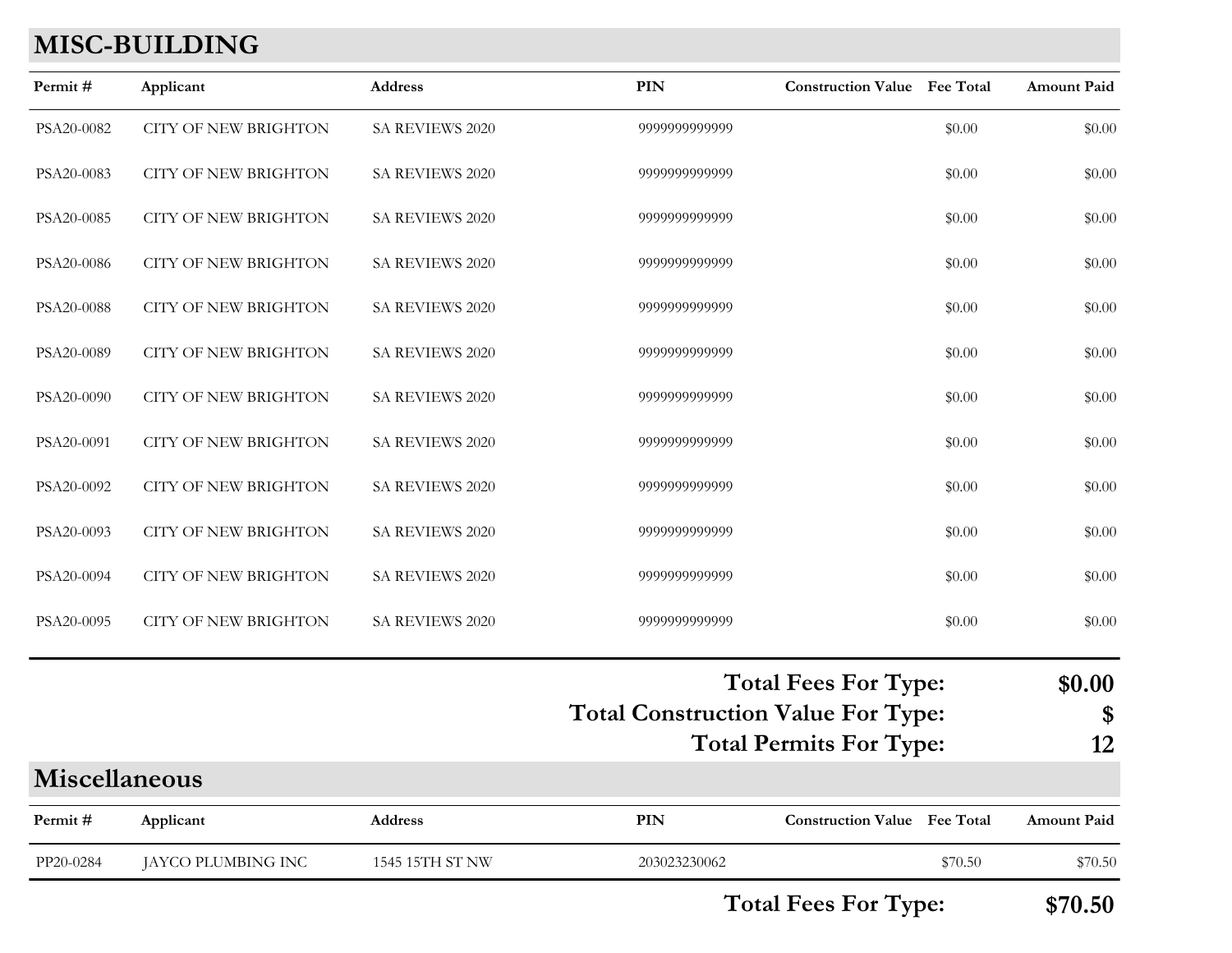## MISC-BUILDING

| Permit # | Applicant | Address | PIN | Construction Value | Fee Total | Amount Paid |
|---|---|---|---|---|---|---|
| PSA20-0082 | CITY OF NEW BRIGHTON | SA REVIEWS 2020 | 9999999999999 | | $0.00 | $0.00 |
| PSA20-0083 | CITY OF NEW BRIGHTON | SA REVIEWS 2020 | 9999999999999 | | $0.00 | $0.00 |
| PSA20-0085 | CITY OF NEW BRIGHTON | SA REVIEWS 2020 | 9999999999999 | | $0.00 | $0.00 |
| PSA20-0086 | CITY OF NEW BRIGHTON | SA REVIEWS 2020 | 9999999999999 | | $0.00 | $0.00 |
| PSA20-0088 | CITY OF NEW BRIGHTON | SA REVIEWS 2020 | 9999999999999 | | $0.00 | $0.00 |
| PSA20-0089 | CITY OF NEW BRIGHTON | SA REVIEWS 2020 | 9999999999999 | | $0.00 | $0.00 |
| PSA20-0090 | CITY OF NEW BRIGHTON | SA REVIEWS 2020 | 9999999999999 | | $0.00 | $0.00 |
| PSA20-0091 | CITY OF NEW BRIGHTON | SA REVIEWS 2020 | 9999999999999 | | $0.00 | $0.00 |
| PSA20-0092 | CITY OF NEW BRIGHTON | SA REVIEWS 2020 | 9999999999999 | | $0.00 | $0.00 |
| PSA20-0093 | CITY OF NEW BRIGHTON | SA REVIEWS 2020 | 9999999999999 | | $0.00 | $0.00 |
| PSA20-0094 | CITY OF NEW BRIGHTON | SA REVIEWS 2020 | 9999999999999 | | $0.00 | $0.00 |
| PSA20-0095 | CITY OF NEW BRIGHTON | SA REVIEWS 2020 | 9999999999999 | | $0.00 | $0.00 |

**Total Fees For Type: $0.00**

**Total Construction Value For Type: $**

**Total Permits For Type: 12**

## Miscellaneous

| Permit # | Applicant | Address | PIN | Construction Value | Fee Total | Amount Paid |
|---|---|---|---|---|---|---|
| PP20-0284 | JAYCO PLUMBING INC | 1545 15TH ST NW | 203023230062 | | $70.50 | $70.50 |

**Total Fees For Type: $70.50**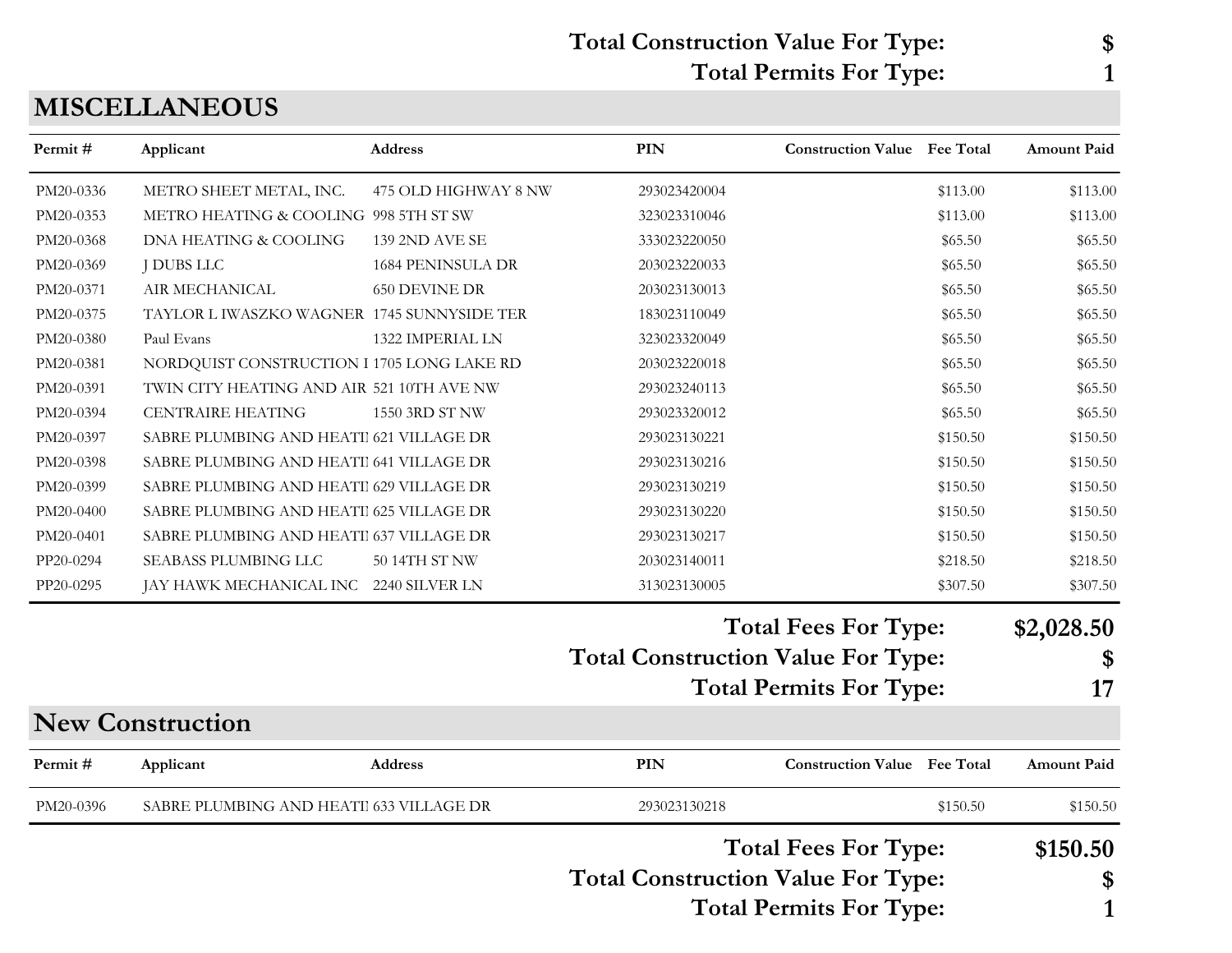**Total Construction Value For Type:** $
**Total Permits For Type:** 1

## MISCELLANEOUS

| Permit # | Applicant | Address | PIN | Construction Value | Fee Total | Amount Paid |
|---|---|---|---|---|---|---|
| PM20-0336 | METRO SHEET METAL, INC. | 475 OLD HIGHWAY 8 NW | 293023420004 | | $113.00 | $113.00 |
| PM20-0353 | METRO HEATING & COOLING | 998 5TH ST SW | 323023310046 | | $113.00 | $113.00 |
| PM20-0368 | DNA HEATING & COOLING | 139 2ND AVE SE | 333023220050 | | $65.50 | $65.50 |
| PM20-0369 | J DUBS LLC | 1684 PENINSULA DR | 203023220033 | | $65.50 | $65.50 |
| PM20-0371 | AIR MECHANICAL | 650 DEVINE DR | 203023130013 | | $65.50 | $65.50 |
| PM20-0375 | TAYLOR L IWASZKO WAGNER | 1745 SUNNYSIDE TER | 183023110049 | | $65.50 | $65.50 |
| PM20-0380 | Paul Evans | 1322 IMPERIAL LN | 323023320049 | | $65.50 | $65.50 |
| PM20-0381 | NORDQUIST CONSTRUCTION I | 1705 LONG LAKE RD | 203023220018 | | $65.50 | $65.50 |
| PM20-0391 | TWIN CITY HEATING AND AIR | 521 10TH AVE NW | 293023240113 | | $65.50 | $65.50 |
| PM20-0394 | CENTRAIRE HEATING | 1550 3RD ST NW | 293023320012 | | $65.50 | $65.50 |
| PM20-0397 | SABRE PLUMBING AND HEATI | 621 VILLAGE DR | 293023130221 | | $150.50 | $150.50 |
| PM20-0398 | SABRE PLUMBING AND HEATI | 641 VILLAGE DR | 293023130216 | | $150.50 | $150.50 |
| PM20-0399 | SABRE PLUMBING AND HEATI | 629 VILLAGE DR | 293023130219 | | $150.50 | $150.50 |
| PM20-0400 | SABRE PLUMBING AND HEATI | 625 VILLAGE DR | 293023130220 | | $150.50 | $150.50 |
| PM20-0401 | SABRE PLUMBING AND HEATI | 637 VILLAGE DR | 293023130217 | | $150.50 | $150.50 |
| PP20-0294 | SEABASS PLUMBING LLC | 50 14TH ST NW | 203023140011 | | $218.50 | $218.50 |
| PP20-0295 | JAY HAWK MECHANICAL INC | 2240 SILVER LN | 313023130005 | | $307.50 | $307.50 |

**Total Fees For Type:** $2,028.50
**Total Construction Value For Type:** $
**Total Permits For Type:** 17

## New Construction

| Permit # | Applicant | Address | PIN | Construction Value | Fee Total | Amount Paid |
|---|---|---|---|---|---|---|
| PM20-0396 | SABRE PLUMBING AND HEATI | 633 VILLAGE DR | 293023130218 | | $150.50 | $150.50 |

**Total Fees For Type:** $150.50
**Total Construction Value For Type:** $
**Total Permits For Type:** 1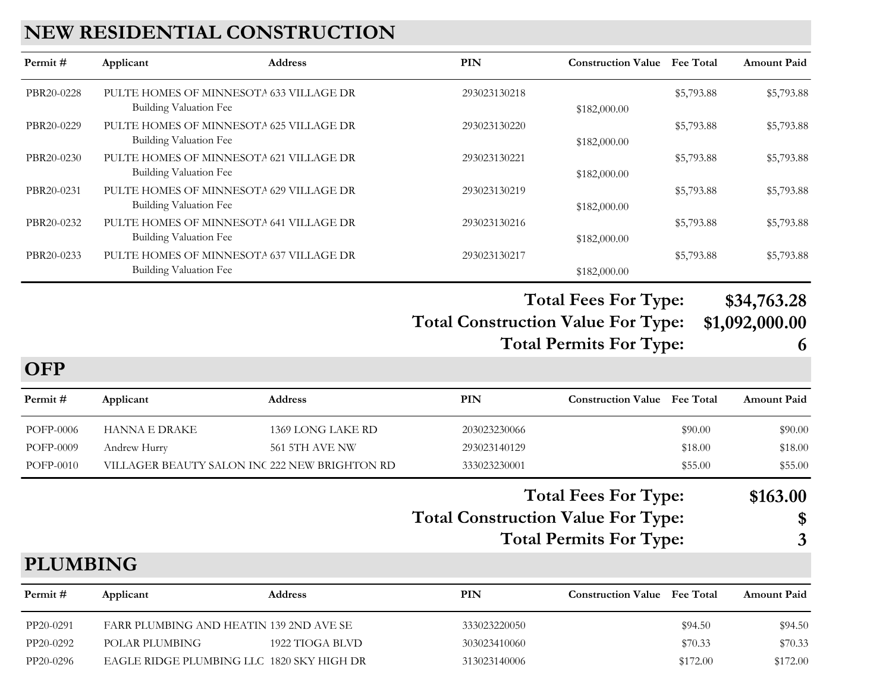## NEW RESIDENTIAL CONSTRUCTION

| Permit # | Applicant | Address | PIN | Construction Value | Fee Total | Amount Paid |
|---|---|---|---|---|---|---|
| PBR20-0228 | PULTE HOMES OF MINNESOTA | 633 VILLAGE DR | 293023130218 | | $5,793.88 | $5,793.88 |
| | Building Valuation Fee | | | $182,000.00 | | |
| PBR20-0229 | PULTE HOMES OF MINNESOTA | 625 VILLAGE DR | 293023130220 | | $5,793.88 | $5,793.88 |
| | Building Valuation Fee | | | $182,000.00 | | |
| PBR20-0230 | PULTE HOMES OF MINNESOTA | 621 VILLAGE DR | 293023130221 | | $5,793.88 | $5,793.88 |
| | Building Valuation Fee | | | $182,000.00 | | |
| PBR20-0231 | PULTE HOMES OF MINNESOTA | 629 VILLAGE DR | 293023130219 | | $5,793.88 | $5,793.88 |
| | Building Valuation Fee | | | $182,000.00 | | |
| PBR20-0232 | PULTE HOMES OF MINNESOTA | 641 VILLAGE DR | 293023130216 | | $5,793.88 | $5,793.88 |
| | Building Valuation Fee | | | $182,000.00 | | |
| PBR20-0233 | PULTE HOMES OF MINNESOTA | 637 VILLAGE DR | 293023130217 | | $5,793.88 | $5,793.88 |
| | Building Valuation Fee | | | $182,000.00 | | |

**Total Fees For Type: $34,763.28**
**Total Construction Value For Type: $1,092,000.00**
**Total Permits For Type: 6**

## OFP

| Permit # | Applicant | Address | PIN | Construction Value | Fee Total | Amount Paid |
|---|---|---|---|---|---|---|
| POFP-0006 | HANNA E DRAKE | 1369 LONG LAKE RD | 203023230066 | | $90.00 | $90.00 |
| POFP-0009 | Andrew Hurry | 561 5TH AVE NW | 293023140129 | | $18.00 | $18.00 |
| POFP-0010 | VILLAGER BEAUTY SALON INC | 222 NEW BRIGHTON RD | 333023230001 | | $55.00 | $55.00 |

**Total Fees For Type: $163.00**
**Total Construction Value For Type: $**
**Total Permits For Type: 3**

## PLUMBING

| Permit # | Applicant | Address | PIN | Construction Value | Fee Total | Amount Paid |
|---|---|---|---|---|---|---|
| PP20-0291 | FARR PLUMBING AND HEATIN | 139 2ND AVE SE | 333023220050 | | $94.50 | $94.50 |
| PP20-0292 | POLAR PLUMBING | 1922 TIOGA BLVD | 303023410060 | | $70.33 | $70.33 |
| PP20-0296 | EAGLE RIDGE PLUMBING LLC | 1820 SKY HIGH DR | 313023140006 | | $172.00 | $172.00 |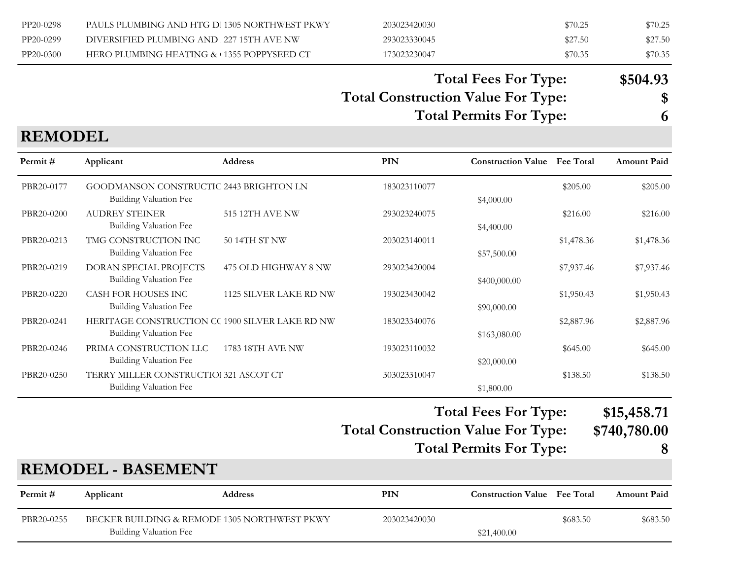| Permit # | Applicant | Address | PIN | Construction Value | Fee Total | Amount Paid |
|---|---|---|---|---|---|---|
| PP20-0298 | PAULS PLUMBING AND HTG DI | 1305 NORTHWEST PKWY | 203023420030 | | $70.25 | $70.25 |
| PP20-0299 | DIVERSIFIED PLUMBING AND | 227 15TH AVE NW | 293023330045 | | $27.50 | $27.50 |
| PP20-0300 | HERO PLUMBING HEATING & | 1355 POPPYSEED CT | 173023230047 | | $70.35 | $70.35 |

**Total Fees For Type: $504.93**

**Total Construction Value For Type: $**

**Total Permits For Type: 6**

## REMODEL

| Permit # | Applicant | Address | PIN | Construction Value | Fee Total | Amount Paid |
|---|---|---|---|---|---|---|
| PBR20-0177 | GOODMANSON CONSTRUCTIC | 2443 BRIGHTON LN | 183023110077 | | $205.00 | $205.00 |
| | Building Valuation Fee | | | $4,000.00 | | |
| PBR20-0200 | AUDREY STEINER | 515 12TH AVE NW | 293023240075 | | $216.00 | $216.00 |
| | Building Valuation Fee | | | $4,400.00 | | |
| PBR20-0213 | TMG CONSTRUCTION INC | 50 14TH ST NW | 203023140011 | | $1,478.36 | $1,478.36 |
| | Building Valuation Fee | | | $57,500.00 | | |
| PBR20-0219 | DORAN SPECIAL PROJECTS | 475 OLD HIGHWAY 8 NW | 293023420004 | | $7,937.46 | $7,937.46 |
| | Building Valuation Fee | | | $400,000.00 | | |
| PBR20-0220 | CASH FOR HOUSES INC | 1125 SILVER LAKE RD NW | 193023430042 | | $1,950.43 | $1,950.43 |
| | Building Valuation Fee | | | $90,000.00 | | |
| PBR20-0241 | HERITAGE CONSTRUCTION CO | 1900 SILVER LAKE RD NW | 183023340076 | | $2,887.96 | $2,887.96 |
| | Building Valuation Fee | | | $163,080.00 | | |
| PBR20-0246 | PRIMA CONSTRUCTION LLC | 1783 18TH AVE NW | 193023110032 | | $645.00 | $645.00 |
| | Building Valuation Fee | | | $20,000.00 | | |
| PBR20-0250 | TERRY MILLER CONSTRUCTIOI | 321 ASCOT CT | 303023310047 | | $138.50 | $138.50 |
| | Building Valuation Fee | | | $1,800.00 | | |

**Total Fees For Type: $15,458.71**

**Total Construction Value For Type: $740,780.00**

**Total Permits For Type: 8**

## REMODEL - BASEMENT

| Permit # | Applicant | Address | PIN | Construction Value | Fee Total | Amount Paid |
|---|---|---|---|---|---|---|
| PBR20-0255 | BECKER BUILDING & REMODE | 1305 NORTHWEST PKWY | 203023420030 | | $683.50 | $683.50 |
| | Building Valuation Fee | | | $21,400.00 | | |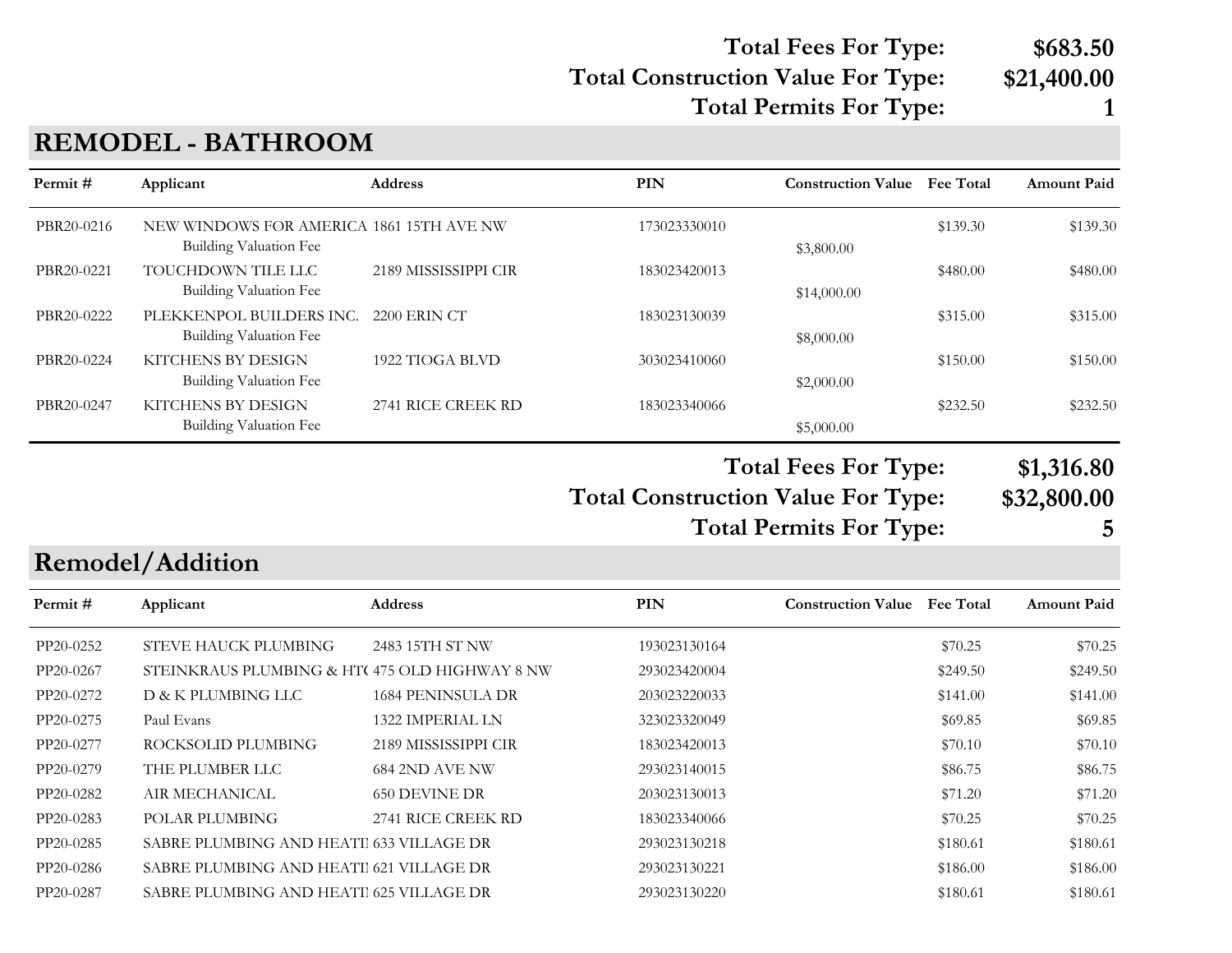**Total Fees For Type: $683.50**
**Total Construction Value For Type: $21,400.00**
**Total Permits For Type: 1**

## REMODEL - BATHROOM

| Permit # | Applicant | Address | PIN | Construction Value | Fee Total | Amount Paid |
|---|---|---|---|---|---|---|
| PBR20-0216 | NEW WINDOWS FOR AMERICA | 1861 15TH AVE NW | 173023330010 | | $139.30 | $139.30 |
| | Building Valuation Fee | | | $3,800.00 | | |
| PBR20-0221 | TOUCHDOWN TILE LLC | 2189 MISSISSIPPI CIR | 183023420013 | | $480.00 | $480.00 |
| | Building Valuation Fee | | | $14,000.00 | | |
| PBR20-0222 | PLEKKENPOL BUILDERS INC. | 2200 ERIN CT | 183023130039 | | $315.00 | $315.00 |
| | Building Valuation Fee | | | $8,000.00 | | |
| PBR20-0224 | KITCHENS BY DESIGN | 1922 TIOGA BLVD | 303023410060 | | $150.00 | $150.00 |
| | Building Valuation Fee | | | $2,000.00 | | |
| PBR20-0247 | KITCHENS BY DESIGN | 2741 RICE CREEK RD | 183023340066 | | $232.50 | $232.50 |
| | Building Valuation Fee | | | $5,000.00 | | |

**Total Fees For Type: $1,316.80**
**Total Construction Value For Type: $32,800.00**
**Total Permits For Type: 5**

## Remodel/Addition

| Permit # | Applicant | Address | PIN | Construction Value | Fee Total | Amount Paid |
|---|---|---|---|---|---|---|
| PP20-0252 | STEVE HAUCK PLUMBING | 2483 15TH ST NW | 193023130164 | | $70.25 | $70.25 |
| PP20-0267 | STEINKRAUS PLUMBING & HT( | 475 OLD HIGHWAY 8 NW | 293023420004 | | $249.50 | $249.50 |
| PP20-0272 | D & K PLUMBING LLC | 1684 PENINSULA DR | 203023220033 | | $141.00 | $141.00 |
| PP20-0275 | Paul Evans | 1322 IMPERIAL LN | 323023320049 | | $69.85 | $69.85 |
| PP20-0277 | ROCKSOLID PLUMBING | 2189 MISSISSIPPI CIR | 183023420013 | | $70.10 | $70.10 |
| PP20-0279 | THE PLUMBER LLC | 684 2ND AVE NW | 293023140015 | | $86.75 | $86.75 |
| PP20-0282 | AIR MECHANICAL | 650 DEVINE DR | 203023130013 | | $71.20 | $71.20 |
| PP20-0283 | POLAR PLUMBING | 2741 RICE CREEK RD | 183023340066 | | $70.25 | $70.25 |
| PP20-0285 | SABRE PLUMBING AND HEATI | 633 VILLAGE DR | 293023130218 | | $180.61 | $180.61 |
| PP20-0286 | SABRE PLUMBING AND HEATI | 621 VILLAGE DR | 293023130221 | | $186.00 | $186.00 |
| PP20-0287 | SABRE PLUMBING AND HEATI | 625 VILLAGE DR | 293023130220 | | $180.61 | $180.61 |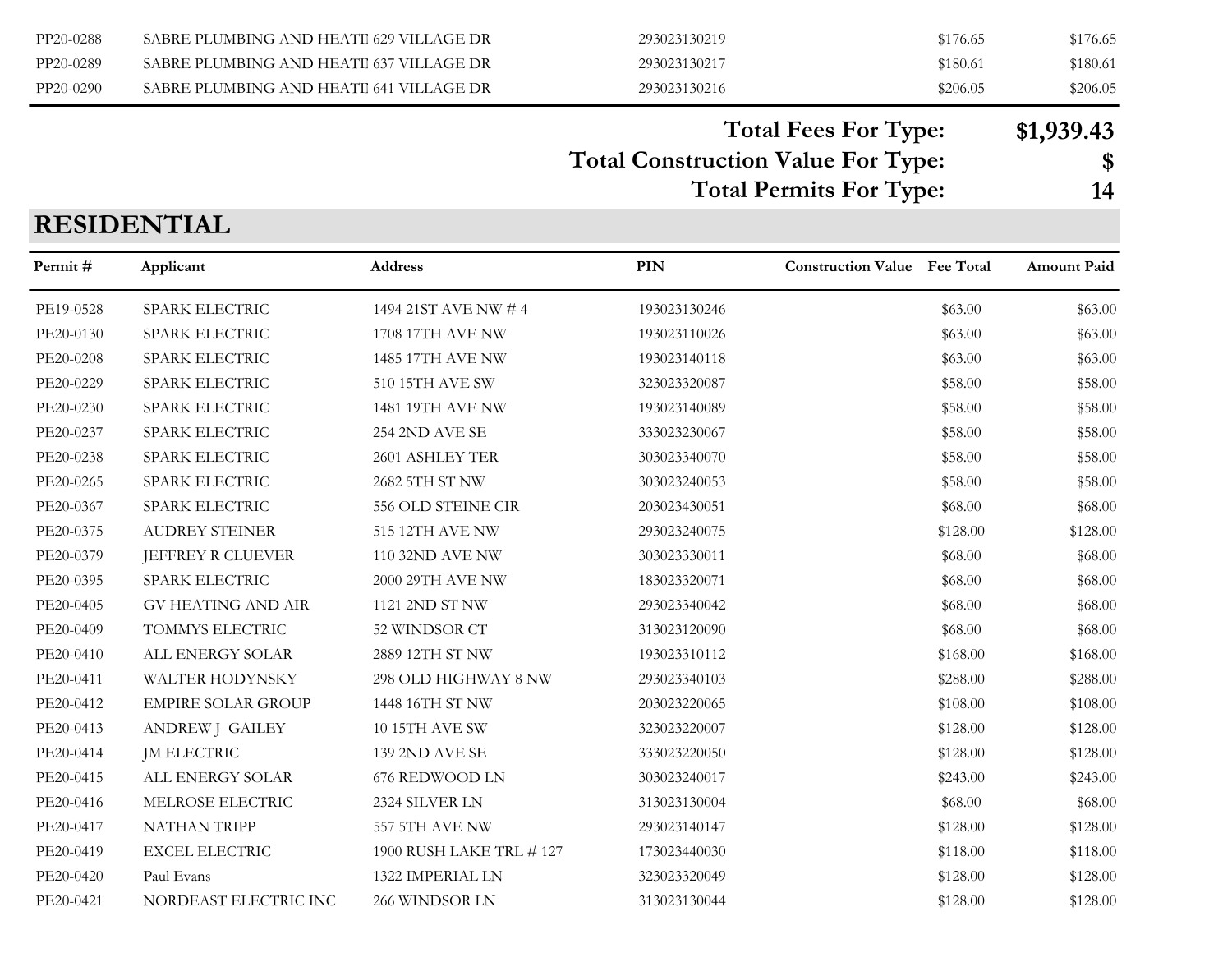| Permit # | Applicant | Address | PIN | Construction Value | Fee Total | Amount Paid |
|---|---|---|---|---|---|---|
| PP20-0288 | SABRE PLUMBING AND HEATI | 629 VILLAGE DR | 293023130219 | | $176.65 | $176.65 |
| PP20-0289 | SABRE PLUMBING AND HEATI | 637 VILLAGE DR | 293023130217 | | $180.61 | $180.61 |
| PP20-0290 | SABRE PLUMBING AND HEATI | 641 VILLAGE DR | 293023130216 | | $206.05 | $206.05 |

**Total Fees For Type: $1,939.43**

**Total Construction Value For Type: $**

**Total Permits For Type: 14**

## RESIDENTIAL

| Permit # | Applicant | Address | PIN | Construction Value | Fee Total | Amount Paid |
|---|---|---|---|---|---|---|
| PE19-0528 | SPARK ELECTRIC | 1494 21ST AVE NW # 4 | 193023130246 | | $63.00 | $63.00 |
| PE20-0130 | SPARK ELECTRIC | 1708 17TH AVE NW | 193023110026 | | $63.00 | $63.00 |
| PE20-0208 | SPARK ELECTRIC | 1485 17TH AVE NW | 193023140118 | | $63.00 | $63.00 |
| PE20-0229 | SPARK ELECTRIC | 510 15TH AVE SW | 323023320087 | | $58.00 | $58.00 |
| PE20-0230 | SPARK ELECTRIC | 1481 19TH AVE NW | 193023140089 | | $58.00 | $58.00 |
| PE20-0237 | SPARK ELECTRIC | 254 2ND AVE SE | 333023230067 | | $58.00 | $58.00 |
| PE20-0238 | SPARK ELECTRIC | 2601 ASHLEY TER | 303023340070 | | $58.00 | $58.00 |
| PE20-0265 | SPARK ELECTRIC | 2682 5TH ST NW | 303023240053 | | $58.00 | $58.00 |
| PE20-0367 | SPARK ELECTRIC | 556 OLD STEINE CIR | 203023430051 | | $68.00 | $68.00 |
| PE20-0375 | AUDREY STEINER | 515 12TH AVE NW | 293023240075 | | $128.00 | $128.00 |
| PE20-0379 | JEFFREY R CLUEVER | 110 32ND AVE NW | 303023330011 | | $68.00 | $68.00 |
| PE20-0395 | SPARK ELECTRIC | 2000 29TH AVE NW | 183023320071 | | $68.00 | $68.00 |
| PE20-0405 | GV HEATING AND AIR | 1121 2ND ST NW | 293023340042 | | $68.00 | $68.00 |
| PE20-0409 | TOMMYS ELECTRIC | 52 WINDSOR CT | 313023120090 | | $68.00 | $68.00 |
| PE20-0410 | ALL ENERGY SOLAR | 2889 12TH ST NW | 193023310112 | | $168.00 | $168.00 |
| PE20-0411 | WALTER HODYNSKY | 298 OLD HIGHWAY 8 NW | 293023340103 | | $288.00 | $288.00 |
| PE20-0412 | EMPIRE SOLAR GROUP | 1448 16TH ST NW | 203023220065 | | $108.00 | $108.00 |
| PE20-0413 | ANDREW J GAILEY | 10 15TH AVE SW | 323023220007 | | $128.00 | $128.00 |
| PE20-0414 | JM ELECTRIC | 139 2ND AVE SE | 333023220050 | | $128.00 | $128.00 |
| PE20-0415 | ALL ENERGY SOLAR | 676 REDWOOD LN | 303023240017 | | $243.00 | $243.00 |
| PE20-0416 | MELROSE ELECTRIC | 2324 SILVER LN | 313023130004 | | $68.00 | $68.00 |
| PE20-0417 | NATHAN TRIPP | 557 5TH AVE NW | 293023140147 | | $128.00 | $128.00 |
| PE20-0419 | EXCEL ELECTRIC | 1900 RUSH LAKE TRL # 127 | 173023440030 | | $118.00 | $118.00 |
| PE20-0420 | Paul Evans | 1322 IMPERIAL LN | 323023320049 | | $128.00 | $128.00 |
| PE20-0421 | NORDEAST ELECTRIC INC | 266 WINDSOR LN | 313023130044 | | $128.00 | $128.00 |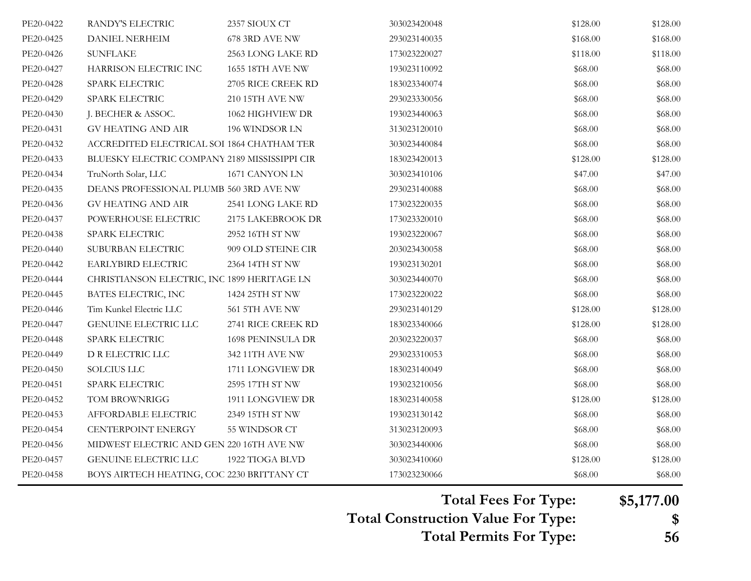| | | | | | |
|---|---|---|---|---|---|
| PE20-0422 | RANDY'S ELECTRIC | 2357 SIOUX CT | 303023420048 | $128.00 | $128.00 |
| PE20-0425 | DANIEL NERHEIM | 678 3RD AVE NW | 293023140035 | $168.00 | $168.00 |
| PE20-0426 | SUNFLAKE | 2563 LONG LAKE RD | 173023220027 | $118.00 | $118.00 |
| PE20-0427 | HARRISON ELECTRIC INC | 1655 18TH AVE NW | 193023110092 | $68.00 | $68.00 |
| PE20-0428 | SPARK ELECTRIC | 2705 RICE CREEK RD | 183023340074 | $68.00 | $68.00 |
| PE20-0429 | SPARK ELECTRIC | 210 15TH AVE NW | 293023330056 | $68.00 | $68.00 |
| PE20-0430 | J. BECHER & ASSOC. | 1062 HIGHVIEW DR | 193023440063 | $68.00 | $68.00 |
| PE20-0431 | GV HEATING AND AIR | 196 WINDSOR LN | 313023120010 | $68.00 | $68.00 |
| PE20-0432 | ACCREDITED ELECTRICAL SOI | 1864 CHATHAM TER | 303023440084 | $68.00 | $68.00 |
| PE20-0433 | BLUESKY ELECTRIC COMPANY | 2189 MISSISSIPPI CIR | 183023420013 | $128.00 | $128.00 |
| PE20-0434 | TruNorth Solar, LLC | 1671 CANYON LN | 303023410106 | $47.00 | $47.00 |
| PE20-0435 | DEANS PROFESSIONAL PLUMB | 560 3RD AVE NW | 293023140088 | $68.00 | $68.00 |
| PE20-0436 | GV HEATING AND AIR | 2541 LONG LAKE RD | 173023220035 | $68.00 | $68.00 |
| PE20-0437 | POWERHOUSE ELECTRIC | 2175 LAKEBROOK DR | 173023320010 | $68.00 | $68.00 |
| PE20-0438 | SPARK ELECTRIC | 2952 16TH ST NW | 193023220067 | $68.00 | $68.00 |
| PE20-0440 | SUBURBAN ELECTRIC | 909 OLD STEINE CIR | 203023430058 | $68.00 | $68.00 |
| PE20-0442 | EARLYBIRD ELECTRIC | 2364 14TH ST NW | 193023130201 | $68.00 | $68.00 |
| PE20-0444 | CHRISTIANSON ELECTRIC, INC | 1899 HERITAGE LN | 303023440070 | $68.00 | $68.00 |
| PE20-0445 | BATES ELECTRIC, INC | 1424 25TH ST NW | 173023220022 | $68.00 | $68.00 |
| PE20-0446 | Tim Kunkel Electric LLC | 561 5TH AVE NW | 293023140129 | $128.00 | $128.00 |
| PE20-0447 | GENUINE ELECTRIC LLC | 2741 RICE CREEK RD | 183023340066 | $128.00 | $128.00 |
| PE20-0448 | SPARK ELECTRIC | 1698 PENINSULA DR | 203023220037 | $68.00 | $68.00 |
| PE20-0449 | D R ELECTRIC LLC | 342 11TH AVE NW | 293023310053 | $68.00 | $68.00 |
| PE20-0450 | SOLCIUS LLC | 1711 LONGVIEW DR | 183023140049 | $68.00 | $68.00 |
| PE20-0451 | SPARK ELECTRIC | 2595 17TH ST NW | 193023210056 | $68.00 | $68.00 |
| PE20-0452 | TOM BROWNRIGG | 1911 LONGVIEW DR | 183023140058 | $128.00 | $128.00 |
| PE20-0453 | AFFORDABLE ELECTRIC | 2349 15TH ST NW | 193023130142 | $68.00 | $68.00 |
| PE20-0454 | CENTERPOINT ENERGY | 55 WINDSOR CT | 313023120093 | $68.00 | $68.00 |
| PE20-0456 | MIDWEST ELECTRIC AND GEN | 220 16TH AVE NW | 303023440006 | $68.00 | $68.00 |
| PE20-0457 | GENUINE ELECTRIC LLC | 1922 TIOGA BLVD | 303023410060 | $128.00 | $128.00 |
| PE20-0458 | BOYS AIRTECH HEATING, COC | 2230 BRITTANY CT | 173023230066 | $68.00 | $68.00 |

**Total Fees For Type:** **$5,177.00**

**Total Construction Value For Type:** **$**

**Total Permits For Type:** **56**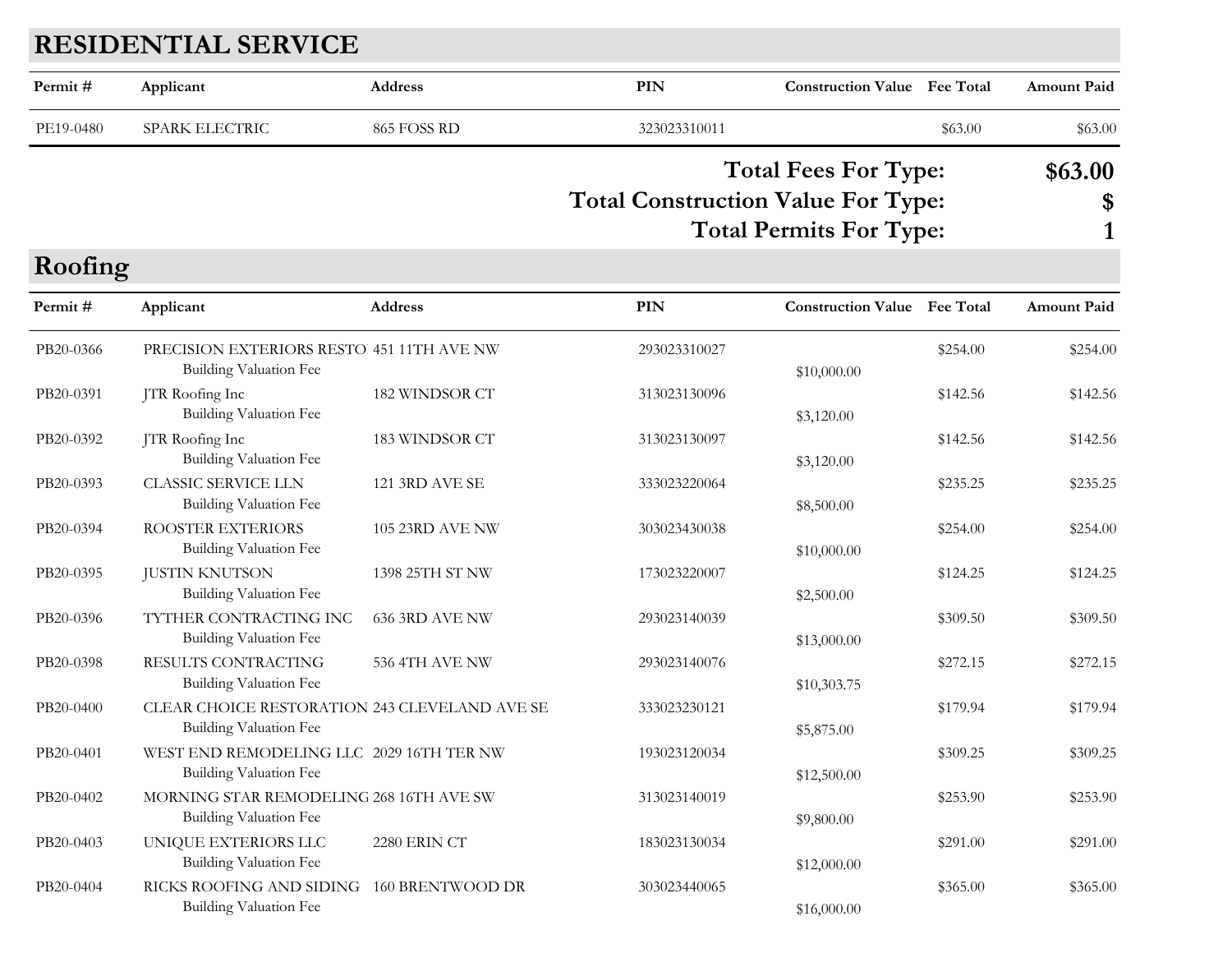## RESIDENTIAL SERVICE

| Permit # | Applicant | Address | PIN | Construction Value | Fee Total | Amount Paid |
|---|---|---|---|---|---|---|
| PE19-0480 | SPARK ELECTRIC | 865 FOSS RD | 323023310011 | | $63.00 | $63.00 |

**Total Fees For Type: $63.00**

**Total Construction Value For Type: $**

**Total Permits For Type: 1**

## Roofing

| Permit # | Applicant | Address | PIN | Construction Value | Fee Total | Amount Paid |
|---|---|---|---|---|---|---|
| PB20-0366 | PRECISION EXTERIORS RESTO | 451 11TH AVE NW | 293023310027 | | $254.00 | $254.00 |
| | Building Valuation Fee | | | $10,000.00 | | |
| PB20-0391 | JTR Roofing Inc | 182 WINDSOR CT | 313023130096 | | $142.56 | $142.56 |
| | Building Valuation Fee | | | $3,120.00 | | |
| PB20-0392 | JTR Roofing Inc | 183 WINDSOR CT | 313023130097 | | $142.56 | $142.56 |
| | Building Valuation Fee | | | $3,120.00 | | |
| PB20-0393 | CLASSIC SERVICE LLN | 121 3RD AVE SE | 333023220064 | | $235.25 | $235.25 |
| | Building Valuation Fee | | | $8,500.00 | | |
| PB20-0394 | ROOSTER EXTERIORS | 105 23RD AVE NW | 303023430038 | | $254.00 | $254.00 |
| | Building Valuation Fee | | | $10,000.00 | | |
| PB20-0395 | JUSTIN KNUTSON | 1398 25TH ST NW | 173023220007 | | $124.25 | $124.25 |
| | Building Valuation Fee | | | $2,500.00 | | |
| PB20-0396 | TYTHER CONTRACTING INC | 636 3RD AVE NW | 293023140039 | | $309.50 | $309.50 |
| | Building Valuation Fee | | | $13,000.00 | | |
| PB20-0398 | RESULTS CONTRACTING | 536 4TH AVE NW | 293023140076 | | $272.15 | $272.15 |
| | Building Valuation Fee | | | $10,303.75 | | |
| PB20-0400 | CLEAR CHOICE RESTORATION | 243 CLEVELAND AVE SE | 333023230121 | | $179.94 | $179.94 |
| | Building Valuation Fee | | | $5,875.00 | | |
| PB20-0401 | WEST END REMODELING LLC | 2029 16TH TER NW | 193023120034 | | $309.25 | $309.25 |
| | Building Valuation Fee | | | $12,500.00 | | |
| PB20-0402 | MORNING STAR REMODELING | 268 16TH AVE SW | 313023140019 | | $253.90 | $253.90 |
| | Building Valuation Fee | | | $9,800.00 | | |
| PB20-0403 | UNIQUE EXTERIORS LLC | 2280 ERIN CT | 183023130034 | | $291.00 | $291.00 |
| | Building Valuation Fee | | | $12,000.00 | | |
| PB20-0404 | RICKS ROOFING AND SIDING | 160 BRENTWOOD DR | 303023440065 | | $365.00 | $365.00 |
| | Building Valuation Fee | | | $16,000.00 | | |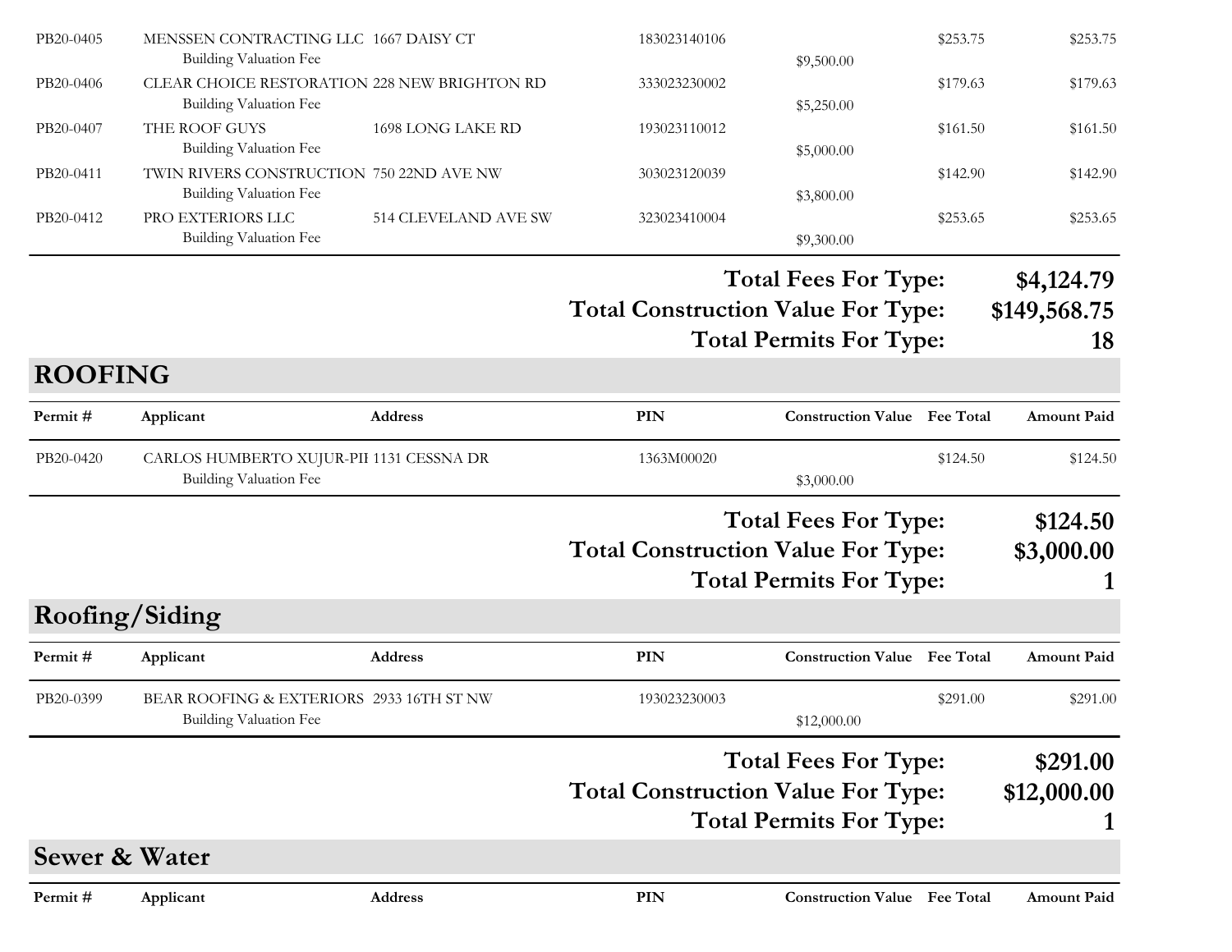| Permit # | Applicant | Address | PIN | Construction Value | Fee Total | Amount Paid |
|---|---|---|---|---|---|---|
| PB20-0405 | MENSSEN CONTRACTING LLC | 1667 DAISY CT | 183023140106 | | $253.75 | $253.75 |
| | Building Valuation Fee | | | $9,500.00 | | |
| PB20-0406 | CLEAR CHOICE RESTORATION | 228 NEW BRIGHTON RD | 333023230002 | | $179.63 | $179.63 |
| | Building Valuation Fee | | | $5,250.00 | | |
| PB20-0407 | THE ROOF GUYS | 1698 LONG LAKE RD | 193023110012 | | $161.50 | $161.50 |
| | Building Valuation Fee | | | $5,000.00 | | |
| PB20-0411 | TWIN RIVERS CONSTRUCTION | 750 22ND AVE NW | 303023120039 | | $142.90 | $142.90 |
| | Building Valuation Fee | | | $3,800.00 | | |
| PB20-0412 | PRO EXTERIORS LLC | 514 CLEVELAND AVE SW | 323023410004 | | $253.65 | $253.65 |
| | Building Valuation Fee | | | $9,300.00 | | |

**Total Fees For Type: $4,124.79**
**Total Construction Value For Type: $149,568.75**
**Total Permits For Type: 18**

## ROOFING

| Permit # | Applicant | Address | PIN | Construction Value | Fee Total | Amount Paid |
|---|---|---|---|---|---|---|
| PB20-0420 | CARLOS HUMBERTO XUJUR-PII | 1131 CESSNA DR | 1363M00020 | | $124.50 | $124.50 |
| | Building Valuation Fee | | | $3,000.00 | | |

**Total Fees For Type: $124.50**
**Total Construction Value For Type: $3,000.00**
**Total Permits For Type: 1**

## Roofing/Siding

| Permit # | Applicant | Address | PIN | Construction Value | Fee Total | Amount Paid |
|---|---|---|---|---|---|---|
| PB20-0399 | BEAR ROOFING & EXTERIORS | 2933 16TH ST NW | 193023230003 | | $291.00 | $291.00 |
| | Building Valuation Fee | | | $12,000.00 | | |

**Total Fees For Type: $291.00**
**Total Construction Value For Type: $12,000.00**
**Total Permits For Type: 1**

## Sewer & Water

| Permit # | Applicant | Address | PIN | Construction Value | Fee Total | Amount Paid |
|---|---|---|---|---|---|---|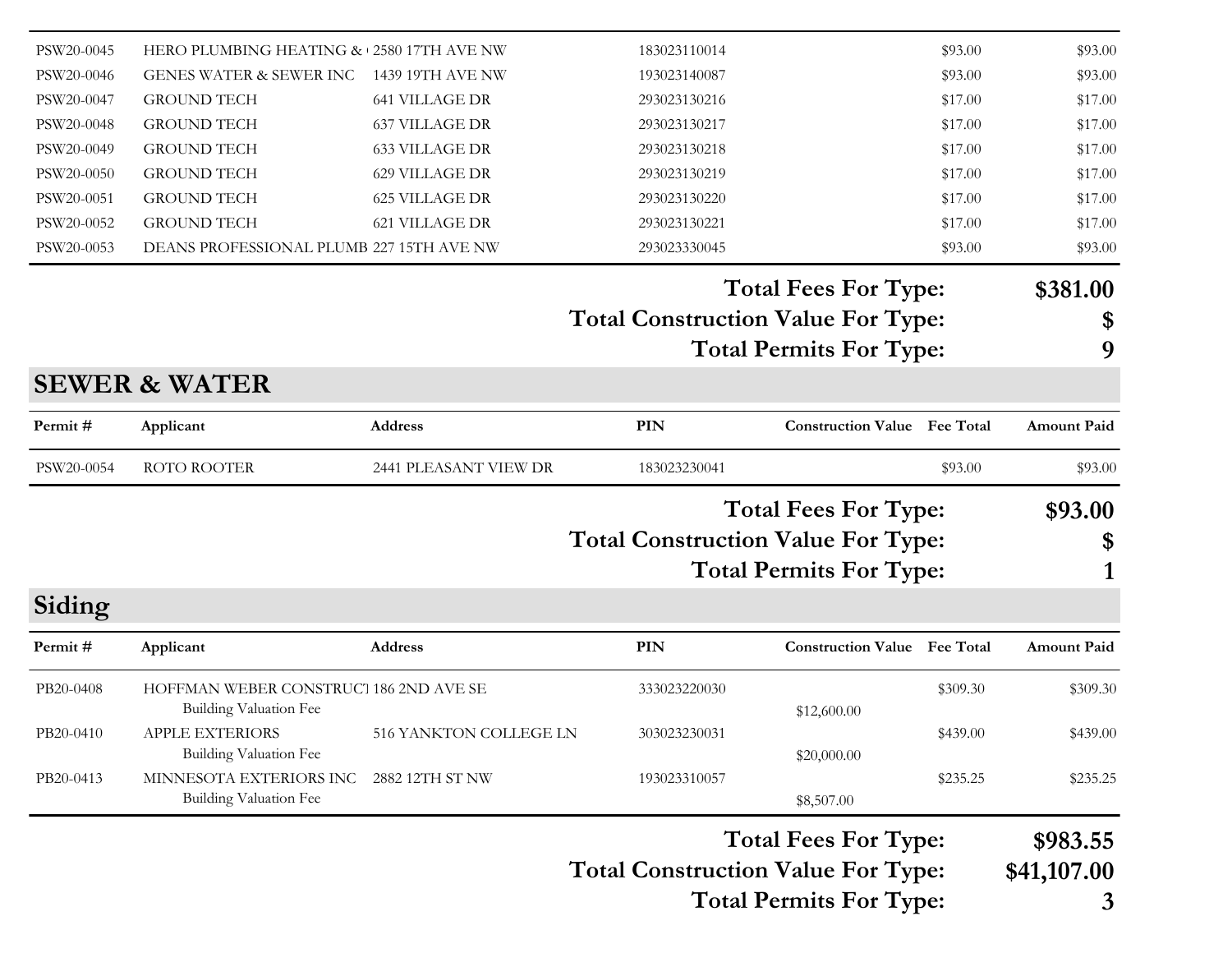| Permit # | Applicant | Address | PIN | Construction Value | Fee Total | Amount Paid |
|---|---|---|---|---|---|---|
| PSW20-0045 | HERO PLUMBING HEATING & | 2580 17TH AVE NW | 183023110014 | | $93.00 | $93.00 |
| PSW20-0046 | GENES WATER & SEWER INC | 1439 19TH AVE NW | 193023140087 | | $93.00 | $93.00 |
| PSW20-0047 | GROUND TECH | 641 VILLAGE DR | 293023130216 | | $17.00 | $17.00 |
| PSW20-0048 | GROUND TECH | 637 VILLAGE DR | 293023130217 | | $17.00 | $17.00 |
| PSW20-0049 | GROUND TECH | 633 VILLAGE DR | 293023130218 | | $17.00 | $17.00 |
| PSW20-0050 | GROUND TECH | 629 VILLAGE DR | 293023130219 | | $17.00 | $17.00 |
| PSW20-0051 | GROUND TECH | 625 VILLAGE DR | 293023130220 | | $17.00 | $17.00 |
| PSW20-0052 | GROUND TECH | 621 VILLAGE DR | 293023130221 | | $17.00 | $17.00 |
| PSW20-0053 | DEANS PROFESSIONAL PLUMB | 227 15TH AVE NW | 293023330045 | | $93.00 | $93.00 |

**Total Fees For Type: $381.00**
**Total Construction Value For Type: $**
**Total Permits For Type: 9**

## SEWER & WATER

| Permit # | Applicant | Address | PIN | Construction Value | Fee Total | Amount Paid |
|---|---|---|---|---|---|---|
| PSW20-0054 | ROTO ROOTER | 2441 PLEASANT VIEW DR | 183023230041 | | $93.00 | $93.00 |

**Total Fees For Type: $93.00**
**Total Construction Value For Type: $**
**Total Permits For Type: 1**

## Siding

| Permit # | Applicant | Address | PIN | Construction Value | Fee Total | Amount Paid |
|---|---|---|---|---|---|---|
| PB20-0408 | HOFFMAN WEBER CONSTRUCT | 186 2ND AVE SE | 333023220030 | | $309.30 | $309.30 |
| | Building Valuation Fee | | | $12,600.00 | | |
| PB20-0410 | APPLE EXTERIORS | 516 YANKTON COLLEGE LN | 303023230031 | | $439.00 | $439.00 |
| | Building Valuation Fee | | | $20,000.00 | | |
| PB20-0413 | MINNESOTA EXTERIORS INC | 2882 12TH ST NW | 193023310057 | | $235.25 | $235.25 |
| | Building Valuation Fee | | | $8,507.00 | | |

**Total Fees For Type: $983.55**
**Total Construction Value For Type: $41,107.00**
**Total Permits For Type: 3**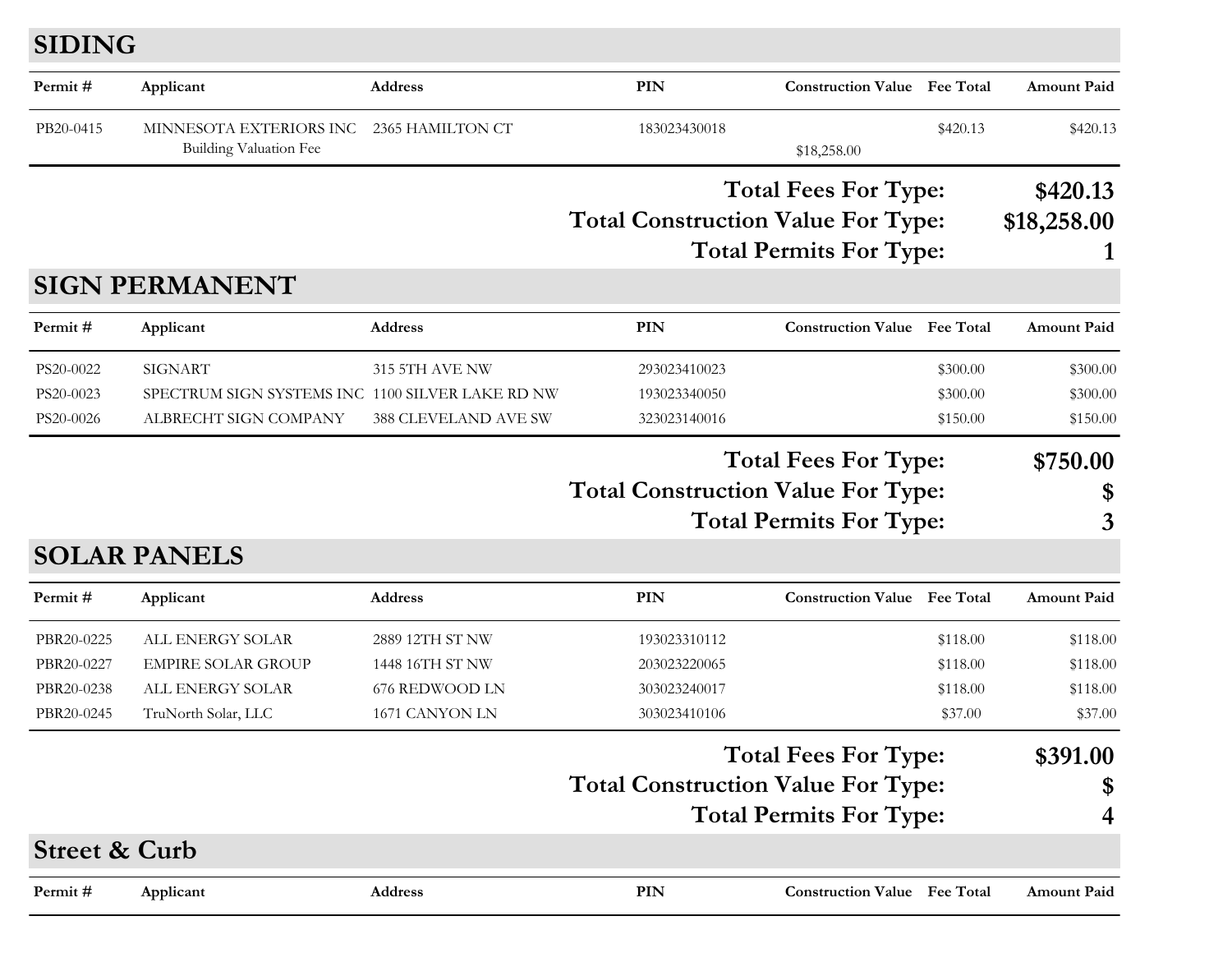## SIDING

| Permit # | Applicant | Address | PIN | Construction Value | Fee Total | Amount Paid |
|---|---|---|---|---|---|---|
| PB20-0415 | MINNESOTA EXTERIORS INC | 2365 HAMILTON CT | 183023430018 | | $420.13 | $420.13 |
| | Building Valuation Fee | | | $18,258.00 | | |

**Total Fees For Type: $420.13**

**Total Construction Value For Type: $18,258.00**

**Total Permits For Type: 1**

## SIGN PERMANENT

| Permit # | Applicant | Address | PIN | Construction Value | Fee Total | Amount Paid |
|---|---|---|---|---|---|---|
| PS20-0022 | SIGNART | 315 5TH AVE NW | 293023410023 | | $300.00 | $300.00 |
| PS20-0023 | SPECTRUM SIGN SYSTEMS INC | 1100 SILVER LAKE RD NW | 193023340050 | | $300.00 | $300.00 |
| PS20-0026 | ALBRECHT SIGN COMPANY | 388 CLEVELAND AVE SW | 323023140016 | | $150.00 | $150.00 |

**Total Fees For Type: $750.00**

**Total Construction Value For Type: $**

**Total Permits For Type: 3**

## SOLAR PANELS

| Permit # | Applicant | Address | PIN | Construction Value | Fee Total | Amount Paid |
|---|---|---|---|---|---|---|
| PBR20-0225 | ALL ENERGY SOLAR | 2889 12TH ST NW | 193023310112 | | $118.00 | $118.00 |
| PBR20-0227 | EMPIRE SOLAR GROUP | 1448 16TH ST NW | 203023220065 | | $118.00 | $118.00 |
| PBR20-0238 | ALL ENERGY SOLAR | 676 REDWOOD LN | 303023240017 | | $118.00 | $118.00 |
| PBR20-0245 | TruNorth Solar, LLC | 1671 CANYON LN | 303023410106 | | $37.00 | $37.00 |

**Total Fees For Type: $391.00**

**Total Construction Value For Type: $**

**Total Permits For Type: 4**

## Street & Curb

| Permit # | Applicant | Address | PIN | Construction Value | Fee Total | Amount Paid |
|---|---|---|---|---|---|---|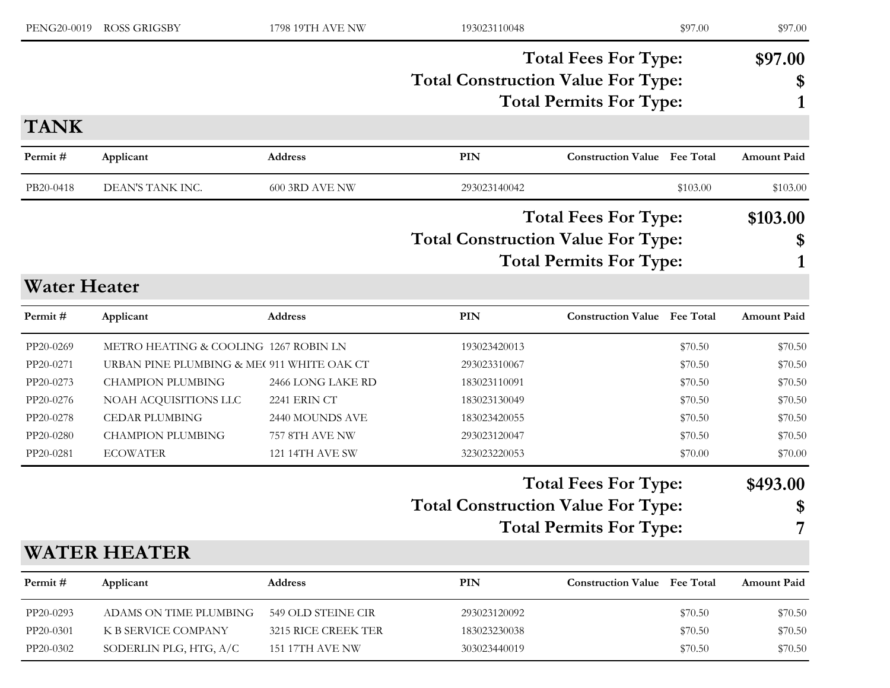| Permit # | Applicant | Address | PIN | Construction Value | Fee Total | Amount Paid |
|---|---|---|---|---|---|---|
| PENG20-0019 | ROSS GRIGSBY | 1798 19TH AVE NW | 193023110048 | | $97.00 | $97.00 |

**Total Fees For Type: $97.00**

**Total Construction Value For Type: $**

**Total Permits For Type: 1**

## TANK

| Permit # | Applicant | Address | PIN | Construction Value | Fee Total | Amount Paid |
|---|---|---|---|---|---|---|
| PB20-0418 | DEAN'S TANK INC. | 600 3RD AVE NW | 293023140042 | | $103.00 | $103.00 |

**Total Fees For Type: $103.00**

**Total Construction Value For Type: $**

**Total Permits For Type: 1**

## Water Heater

| Permit # | Applicant | Address | PIN | Construction Value | Fee Total | Amount Paid |
|---|---|---|---|---|---|---|
| PP20-0269 | METRO HEATING & COOLING | 1267 ROBIN LN | 193023420013 | | $70.50 | $70.50 |
| PP20-0271 | URBAN PINE PLUMBING & ME( | 911 WHITE OAK CT | 293023310067 | | $70.50 | $70.50 |
| PP20-0273 | CHAMPION PLUMBING | 2466 LONG LAKE RD | 183023110091 | | $70.50 | $70.50 |
| PP20-0276 | NOAH ACQUISITIONS LLC | 2241 ERIN CT | 183023130049 | | $70.50 | $70.50 |
| PP20-0278 | CEDAR PLUMBING | 2440 MOUNDS AVE | 183023420055 | | $70.50 | $70.50 |
| PP20-0280 | CHAMPION PLUMBING | 757 8TH AVE NW | 293023120047 | | $70.50 | $70.50 |
| PP20-0281 | ECOWATER | 121 14TH AVE SW | 323023220053 | | $70.00 | $70.00 |

**Total Fees For Type: $493.00**

**Total Construction Value For Type: $**

**Total Permits For Type: 7**

## WATER HEATER

| Permit # | Applicant | Address | PIN | Construction Value | Fee Total | Amount Paid |
|---|---|---|---|---|---|---|
| PP20-0293 | ADAMS ON TIME PLUMBING | 549 OLD STEINE CIR | 293023120092 | | $70.50 | $70.50 |
| PP20-0301 | K B SERVICE COMPANY | 3215 RICE CREEK TER | 183023230038 | | $70.50 | $70.50 |
| PP20-0302 | SODERLIN PLG, HTG, A/C | 151 17TH AVE NW | 303023440019 | | $70.50 | $70.50 |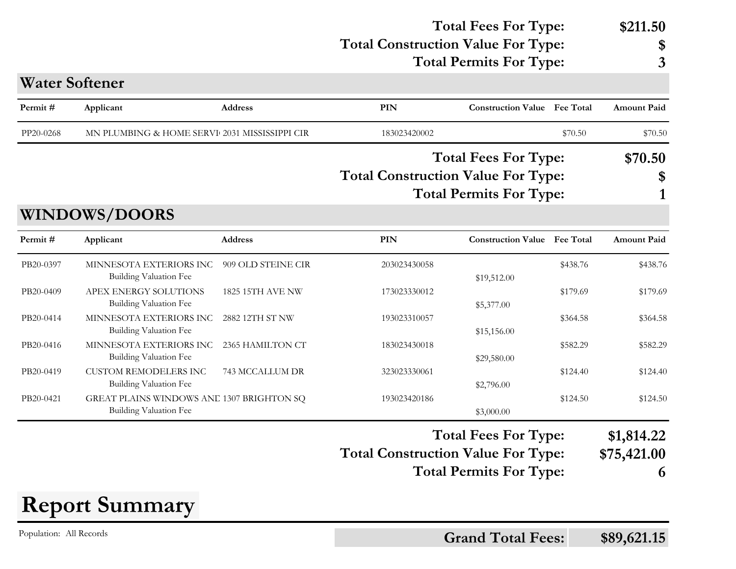**Total Fees For Type:** **$211.50**
**Total Construction Value For Type:** **$**
**Total Permits For Type:** **3**

## Water Softener

| Permit # | Applicant | Address | PIN | Construction Value | Fee Total | Amount Paid |
|---|---|---|---|---|---|---|
| PP20-0268 | MN PLUMBING & HOME SERVI | 2031 MISSISSIPPI CIR | 183023420002 | | $70.50 | $70.50 |

**Total Fees For Type:** **$70.50**
**Total Construction Value For Type:** **$**
**Total Permits For Type:** **1**

## WINDOWS/DOORS

| Permit # | Applicant | Address | PIN | Construction Value | Fee Total | Amount Paid |
|---|---|---|---|---|---|---|
| PB20-0397 | MINNESOTA EXTERIORS INC | 909 OLD STEINE CIR | 203023430058 | | $438.76 | $438.76 |
| | Building Valuation Fee | | | $19,512.00 | | |
| PB20-0409 | APEX ENERGY SOLUTIONS | 1825 15TH AVE NW | 173023330012 | | $179.69 | $179.69 |
| | Building Valuation Fee | | | $5,377.00 | | |
| PB20-0414 | MINNESOTA EXTERIORS INC | 2882 12TH ST NW | 193023310057 | | $364.58 | $364.58 |
| | Building Valuation Fee | | | $15,156.00 | | |
| PB20-0416 | MINNESOTA EXTERIORS INC | 2365 HAMILTON CT | 183023430018 | | $582.29 | $582.29 |
| | Building Valuation Fee | | | $29,580.00 | | |
| PB20-0419 | CUSTOM REMODELERS INC | 743 MCCALLUM DR | 323023330061 | | $124.40 | $124.40 |
| | Building Valuation Fee | | | $2,796.00 | | |
| PB20-0421 | GREAT PLAINS WINDOWS ANE | 1307 BRIGHTON SQ | 193023420186 | | $124.50 | $124.50 |
| | Building Valuation Fee | | | $3,000.00 | | |

**Total Fees For Type:** **$1,814.22**
**Total Construction Value For Type:** **$75,421.00**
**Total Permits For Type:** **6**

# Report Summary

Population: All Records

**Grand Total Fees:** **$89,621.15**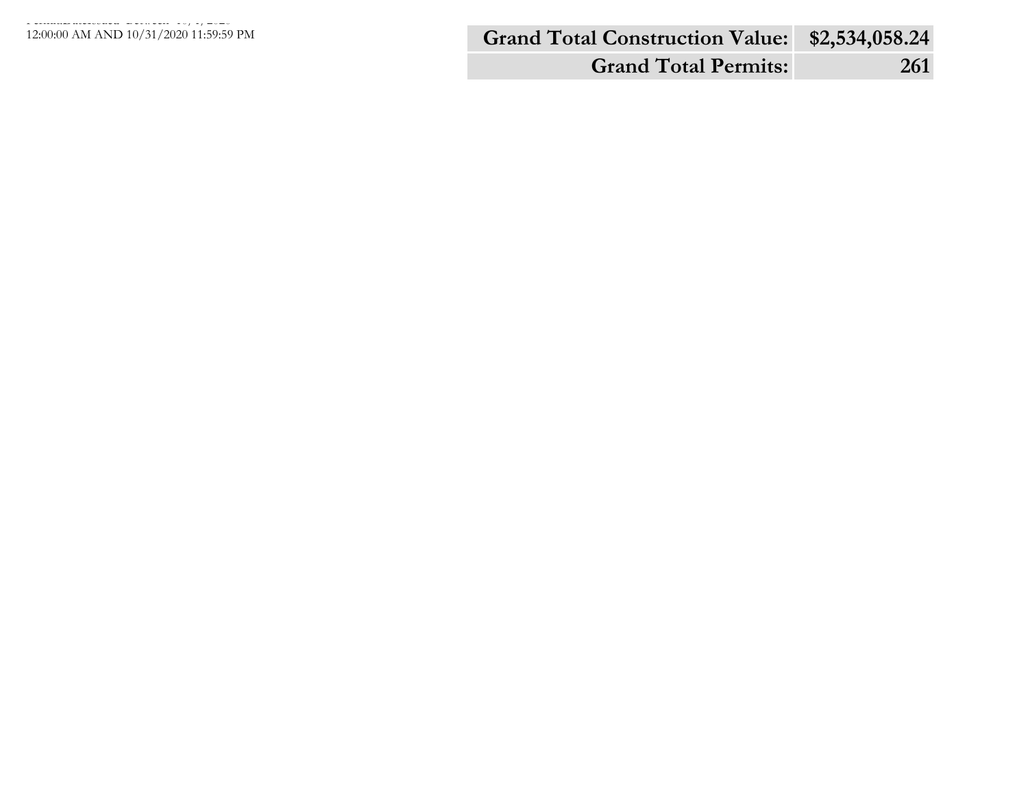| | |
|---|---|
| **Grand Total Construction Value:** | **$2,534,058.24** |
| **Grand Total Permits:** | **261** |